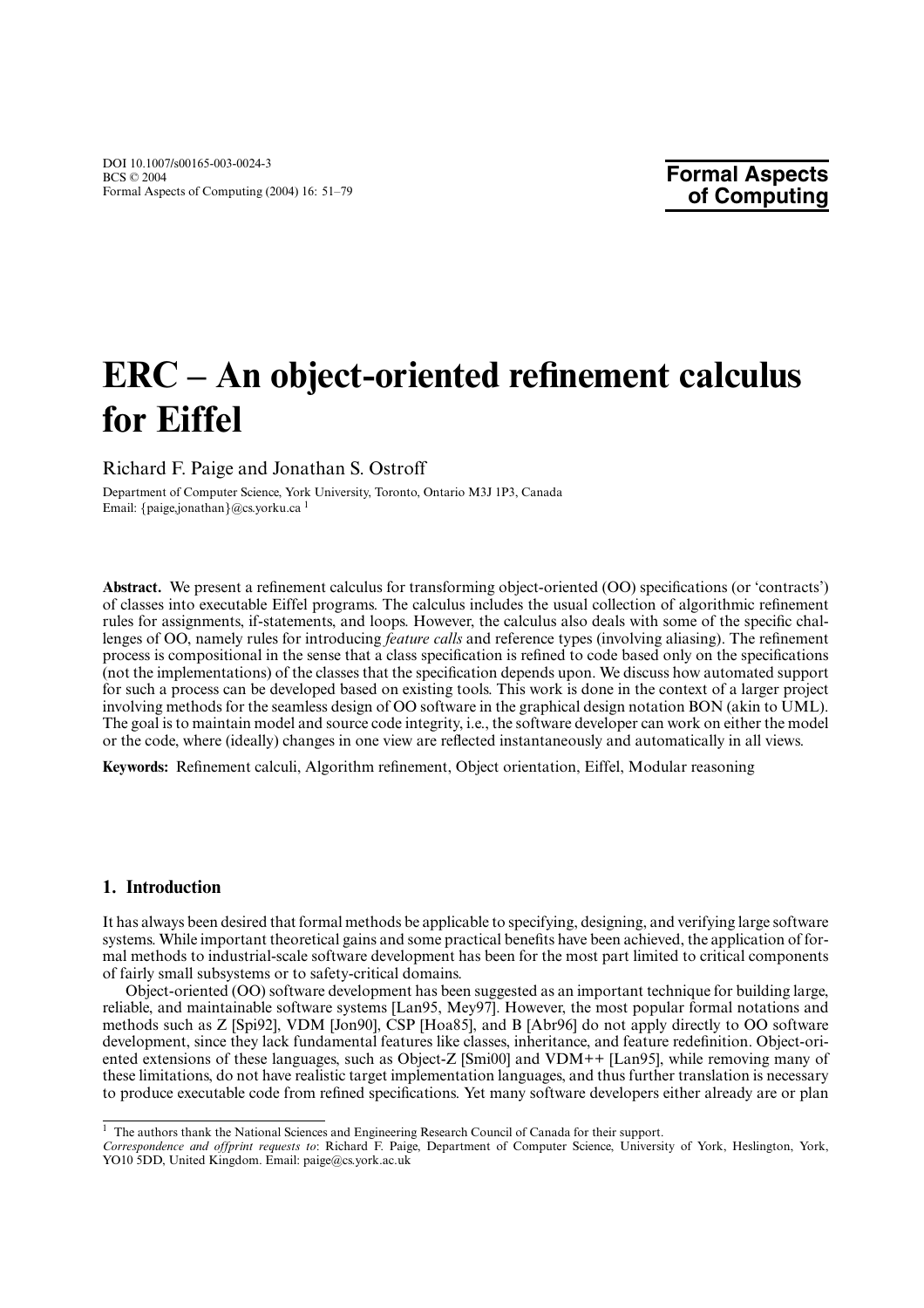DOI 10.1007/s00165-003-0024-3
BCS © 2004
Formal Aspects of Computing (2004) 16: 51–79

**Formal Aspects of Computing**

# ERC – An object-oriented refinement calculus for Eiffel

Richard F. Paige and Jonathan S. Ostroff

Department of Computer Science, York University, Toronto, Ontario M3J 1P3, Canada
Email: {paige,jonathan}@cs.yorku.ca [1]

**Abstract.** We present a refinement calculus for transforming object-oriented (OO) specifications (or 'contracts') of classes into executable Eiffel programs. The calculus includes the usual collection of algorithmic refinement rules for assignments, if-statements, and loops. However, the calculus also deals with some of the specific challenges of OO, namely rules for introducing *feature calls* and reference types (involving aliasing). The refinement process is compositional in the sense that a class specification is refined to code based only on the specifications (not the implementations) of the classes that the specification depends upon. We discuss how automated support for such a process can be developed based on existing tools. This work is done in the context of a larger project involving methods for the seamless design of OO software in the graphical design notation BON (akin to UML). The goal is to maintain model and source code integrity, i.e., the software developer can work on either the model or the code, where (ideally) changes in one view are reflected instantaneously and automatically in all views.

**Keywords:** Refinement calculi, Algorithm refinement, Object orientation, Eiffel, Modular reasoning

## 1. Introduction

It has always been desired that formal methods be applicable to specifying, designing, and verifying large software systems. While important theoretical gains and some practical benefits have been achieved, the application of formal methods to industrial-scale software development has been for the most part limited to critical components of fairly small subsystems or to safety-critical domains.

Object-oriented (OO) software development has been suggested as an important technique for building large, reliable, and maintainable software systems [Lan95, Mey97]. However, the most popular formal notations and methods such as Z [Spi92], VDM [Jon90], CSP [Hoa85], and B [Abr96] do not apply directly to OO software development, since they lack fundamental features like classes, inheritance, and feature redefinition. Object-oriented extensions of these languages, such as Object-Z [Smi00] and VDM++ [Lan95], while removing many of these limitations, do not have realistic target implementation languages, and thus further translation is necessary to produce executable code from refined specifications. Yet many software developers either already are or plan

---

[1] The authors thank the National Sciences and Engineering Research Council of Canada for their support.

*Correspondence and offprint requests to*: Richard F. Paige, Department of Computer Science, University of York, Heslington, York, YO10 5DD, United Kingdom. Email: paige@cs.york.ac.uk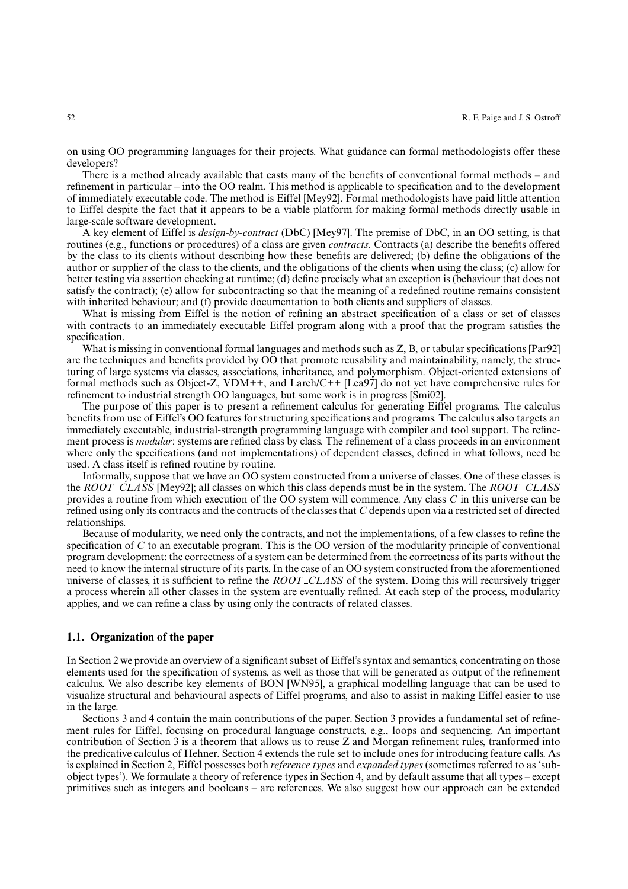on using OO programming languages for their projects. What guidance can formal methodologists offer these developers?

There is a method already available that casts many of the benefits of conventional formal methods – and refinement in particular – into the OO realm. This method is applicable to specification and to the development of immediately executable code. The method is Eiffel [Mey92]. Formal methodologists have paid little attention to Eiffel despite the fact that it appears to be a viable platform for making formal methods directly usable in large-scale software development.

A key element of Eiffel is *design-by-contract* (DbC) [Mey97]. The premise of DbC, in an OO setting, is that routines (e.g., functions or procedures) of a class are given *contracts*. Contracts (a) describe the benefits offered by the class to its clients without describing how these benefits are delivered; (b) define the obligations of the author or supplier of the class to the clients, and the obligations of the clients when using the class; (c) allow for better testing via assertion checking at runtime; (d) define precisely what an exception is (behaviour that does not satisfy the contract); (e) allow for subcontracting so that the meaning of a redefined routine remains consistent with inherited behaviour; and (f) provide documentation to both clients and suppliers of classes.

What is missing from Eiffel is the notion of refining an abstract specification of a class or set of classes with contracts to an immediately executable Eiffel program along with a proof that the program satisfies the specification.

What is missing in conventional formal languages and methods such as Z, B, or tabular specifications [Par92] are the techniques and benefits provided by OO that promote reusability and maintainability, namely, the structuring of large systems via classes, associations, inheritance, and polymorphism. Object-oriented extensions of formal methods such as Object-Z, VDM++, and Larch/C++ [Lea97] do not yet have comprehensive rules for refinement to industrial strength OO languages, but some work is in progress [Smi02].

The purpose of this paper is to present a refinement calculus for generating Eiffel programs. The calculus benefits from use of Eiffel's OO features for structuring specifications and programs. The calculus also targets an immediately executable, industrial-strength programming language with compiler and tool support. The refinement process is *modular*: systems are refined class by class. The refinement of a class proceeds in an environment where only the specifications (and not implementations) of dependent classes, defined in what follows, need be used. A class itself is refined routine by routine.

Informally, suppose that we have an OO system constructed from a universe of classes. One of these classes is the *ROOT_CLASS* [Mey92]; all classes on which this class depends must be in the system. The *ROOT_CLASS* provides a routine from which execution of the OO system will commence. Any class $C$ in this universe can be refined using only its contracts and the contracts of the classes that $C$ depends upon via a restricted set of directed relationships.

Because of modularity, we need only the contracts, and not the implementations, of a few classes to refine the specification of $C$ to an executable program. This is the OO version of the modularity principle of conventional program development: the correctness of a system can be determined from the correctness of its parts without the need to know the internal structure of its parts. In the case of an OO system constructed from the aforementioned universe of classes, it is sufficient to refine the *ROOT_CLASS* of the system. Doing this will recursively trigger a process wherein all other classes in the system are eventually refined. At each step of the process, modularity applies, and we can refine a class by using only the contracts of related classes.

### 1.1. Organization of the paper

In Section 2 we provide an overview of a significant subset of Eiffel's syntax and semantics, concentrating on those elements used for the specification of systems, as well as those that will be generated as output of the refinement calculus. We also describe key elements of BON [WN95], a graphical modelling language that can be used to visualize structural and behavioural aspects of Eiffel programs, and also to assist in making Eiffel easier to use in the large.

Sections 3 and 4 contain the main contributions of the paper. Section 3 provides a fundamental set of refinement rules for Eiffel, focusing on procedural language constructs, e.g., loops and sequencing. An important contribution of Section 3 is a theorem that allows us to reuse Z and Morgan refinement rules, tranformed into the predicative calculus of Hehner. Section 4 extends the rule set to include ones for introducing feature calls. As is explained in Section 2, Eiffel possesses both *reference types* and *expanded types* (sometimes referred to as 'subobject types'). We formulate a theory of reference types in Section 4, and by default assume that all types – except primitives such as integers and booleans – are references. We also suggest how our approach can be extended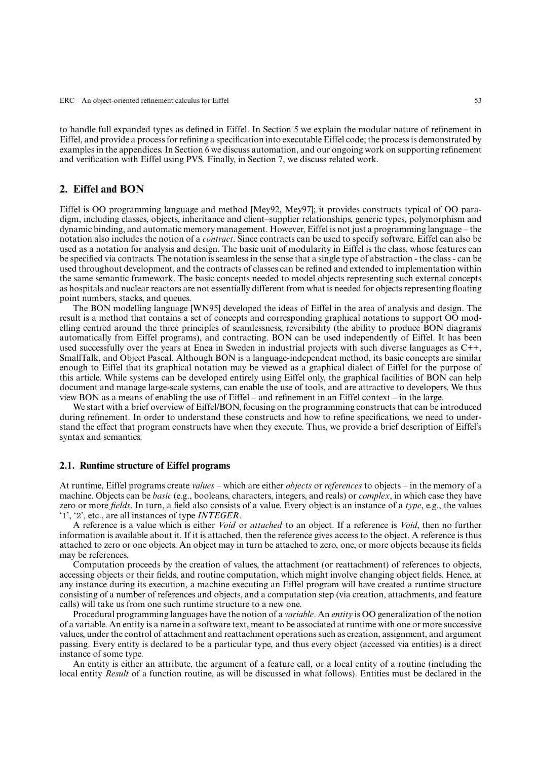to handle full expanded types as defined in Eiffel. In Section 5 we explain the modular nature of refinement in Eiffel, and provide a process for refining a specification into executable Eiffel code; the process is demonstrated by examples in the appendices. In Section 6 we discuss automation, and our ongoing work on supporting refinement and verification with Eiffel using PVS. Finally, in Section 7, we discuss related work.

## 2. Eiffel and BON

Eiffel is OO programming language and method [Mey92, Mey97]; it provides constructs typical of OO paradigm, including classes, objects, inheritance and client–supplier relationships, generic types, polymorphism and dynamic binding, and automatic memory management. However, Eiffel is not just a programming language – the notation also includes the notion of a *contract*. Since contracts can be used to specify software, Eiffel can also be used as a notation for analysis and design. The basic unit of modularity in Eiffel is the class, whose features can be specified via contracts. The notation is seamless in the sense that a single type of abstraction - the class - can be used throughout development, and the contracts of classes can be refined and extended to implementation within the same semantic framework. The basic concepts needed to model objects representing such external concepts as hospitals and nuclear reactors are not essentially different from what is needed for objects representing floating point numbers, stacks, and queues.

The BON modelling language [WN95] developed the ideas of Eiffel in the area of analysis and design. The result is a method that contains a set of concepts and corresponding graphical notations to support OO modelling centred around the three principles of seamlessness, reversibility (the ability to produce BON diagrams automatically from Eiffel programs), and contracting. BON can be used independently of Eiffel. It has been used successfully over the years at Enea in Sweden in industrial projects with such diverse languages as C++, SmallTalk, and Object Pascal. Although BON is a language-independent method, its basic concepts are similar enough to Eiffel that its graphical notation may be viewed as a graphical dialect of Eiffel for the purpose of this article. While systems can be developed entirely using Eiffel only, the graphical facilities of BON can help document and manage large-scale systems, can enable the use of tools, and are attractive to developers. We thus view BON as a means of enabling the use of Eiffel – and refinement in an Eiffel context – in the large.

We start with a brief overview of Eiffel/BON, focusing on the programming constructs that can be introduced during refinement. In order to understand these constructs and how to refine specifications, we need to understand the effect that program constructs have when they execute. Thus, we provide a brief description of Eiffel's syntax and semantics.

### 2.1. Runtime structure of Eiffel programs

At runtime, Eiffel programs create *values* – which are either *objects* or *references* to objects – in the memory of a machine. Objects can be *basic* (e.g., booleans, characters, integers, and reals) or *complex*, in which case they have zero or more *fields*. In turn, a field also consists of a value. Every object is an instance of a *type*, e.g., the values '1', '2', etc., are all instances of type *INTEGER*.

A reference is a value which is either *Void* or *attached* to an object. If a reference is *Void*, then no further information is available about it. If it is attached, then the reference gives access to the object. A reference is thus attached to zero or one objects. An object may in turn be attached to zero, one, or more objects because its fields may be references.

Computation proceeds by the creation of values, the attachment (or reattachment) of references to objects, accessing objects or their fields, and routine computation, which might involve changing object fields. Hence, at any instance during its execution, a machine executing an Eiffel program will have created a runtime structure consisting of a number of references and objects, and a computation step (via creation, attachments, and feature calls) will take us from one such runtime structure to a new one.

Procedural programming languages have the notion of a *variable*. An *entity* is OO generalization of the notion of a variable. An entity is a name in a software text, meant to be associated at runtime with one or more successive values, under the control of attachment and reattachment operations such as creation, assignment, and argument passing. Every entity is declared to be a particular type, and thus every object (accessed via entities) is a direct instance of some type.

An entity is either an attribute, the argument of a feature call, or a local entity of a routine (including the local entity *Result* of a function routine, as will be discussed in what follows). Entities must be declared in the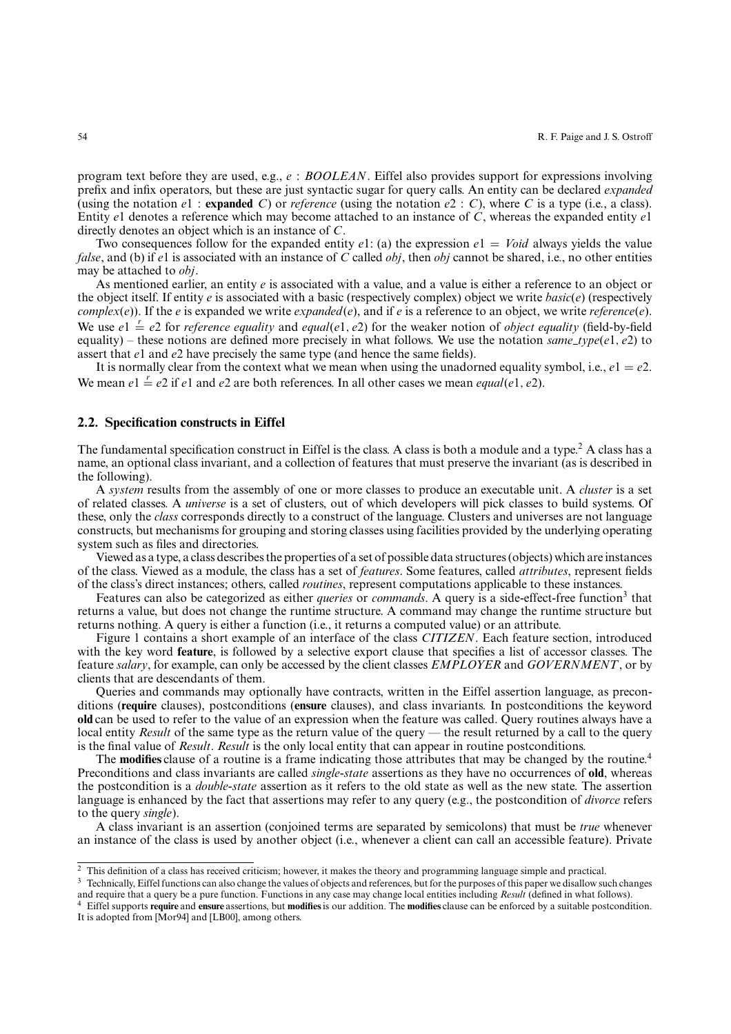program text before they are used, e.g., $e : BOOLEAN$. Eiffel also provides support for expressions involving prefix and infix operators, but these are just syntactic sugar for query calls. An entity can be declared *expanded* (using the notation $e1$ : **expanded** $C$) or *reference* (using the notation $e2 : C$), where $C$ is a type (i.e., a class). Entity $e1$ denotes a reference which may become attached to an instance of $C$, whereas the expanded entity $e1$ directly denotes an object which is an instance of $C$.

Two consequences follow for the expanded entity $e1$: (a) the expression $e1 = Void$ always yields the value *false*, and (b) if $e1$ is associated with an instance of $C$ called *obj*, then *obj* cannot be shared, i.e., no other entities may be attached to *obj*.

As mentioned earlier, an entity $e$ is associated with a value, and a value is either a reference to an object or the object itself. If entity $e$ is associated with a basic (respectively complex) object we write $basic(e)$ (respectively $complex(e)$). If the $e$ is expanded we write $expanded(e)$, and if $e$ is a reference to an object, we write $reference(e)$. We use $e1 \stackrel{r}{=} e2$ for *reference equality* and $equal(e1, e2)$ for the weaker notion of *object equality* (field-by-field equality) – these notions are defined more precisely in what follows. We use the notation $same\_type(e1, e2)$ to assert that $e1$ and $e2$ have precisely the same type (and hence the same fields).

It is normally clear from the context what we mean when using the unadorned equality symbol, i.e., $e1 = e2$. We mean $e1 \stackrel{r}{=} e2$ if $e1$ and $e2$ are both references. In all other cases we mean $equal(e1, e2)$.

## 2.2. Specification constructs in Eiffel

The fundamental specification construct in Eiffel is the class. A class is both a module and a type.[2] A class has a name, an optional class invariant, and a collection of features that must preserve the invariant (as is described in the following).

A *system* results from the assembly of one or more classes to produce an executable unit. A *cluster* is a set of related classes. A *universe* is a set of clusters, out of which developers will pick classes to build systems. Of these, only the *class* corresponds directly to a construct of the language. Clusters and universes are not language constructs, but mechanisms for grouping and storing classes using facilities provided by the underlying operating system such as files and directories.

Viewed as a type, a class describes the properties of a set of possible data structures (objects) which are instances of the class. Viewed as a module, the class has a set of *features*. Some features, called *attributes*, represent fields of the class's direct instances; others, called *routines*, represent computations applicable to these instances.

Features can also be categorized as either *queries* or *commands*. A query is a side-effect-free function[3] that returns a value, but does not change the runtime structure. A command may change the runtime structure but returns nothing. A query is either a function (i.e., it returns a computed value) or an attribute.

Figure 1 contains a short example of an interface of the class *CITIZEN*. Each feature section, introduced with the key word **feature**, is followed by a selective export clause that specifies a list of accessor classes. The feature *salary*, for example, can only be accessed by the client classes *EMPLOYER* and *GOVERNMENT*, or by clients that are descendants of them.

Queries and commands may optionally have contracts, written in the Eiffel assertion language, as preconditions (**require** clauses), postconditions (**ensure** clauses), and class invariants. In postconditions the keyword **old** can be used to refer to the value of an expression when the feature was called. Query routines always have a local entity *Result* of the same type as the return value of the query — the result returned by a call to the query is the final value of *Result*. *Result* is the only local entity that can appear in routine postconditions.

The **modifies** clause of a routine is a frame indicating those attributes that may be changed by the routine.[4] Preconditions and class invariants are called *single-state* assertions as they have no occurrences of **old**, whereas the postcondition is a *double-state* assertion as it refers to the old state as well as the new state. The assertion language is enhanced by the fact that assertions may refer to any query (e.g., the postcondition of *divorce* refers to the query *single*).

A class invariant is an assertion (conjoined terms are separated by semicolons) that must be *true* whenever an instance of the class is used by another object (i.e., whenever a client can call an accessible feature). Private

[2] This definition of a class has received criticism; however, it makes the theory and programming language simple and practical.

[3] Technically, Eiffel functions can also change the values of objects and references, but for the purposes of this paper we disallow such changes and require that a query be a pure function. Functions in any case may change local entities including *Result* (defined in what follows).

[4] Eiffel supports **require** and **ensure** assertions, but **modifies** is our addition. The **modifies** clause can be enforced by a suitable postcondition. It is adopted from [Mor94] and [LB00], among others.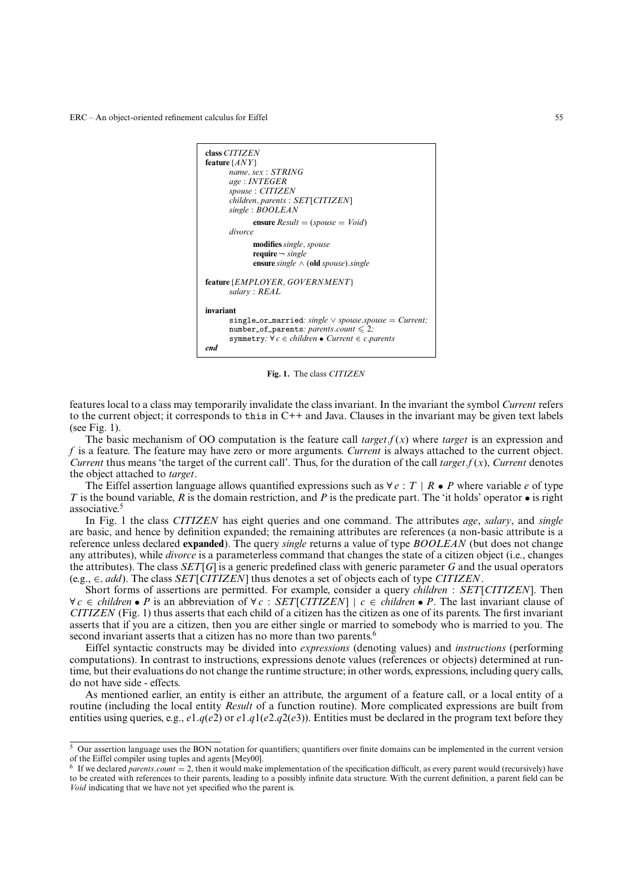```
class CITIZEN
feature {ANY}
        name, sex : STRING
        age : INTEGER
        spouse : CITIZEN
        children, parents : SET[CITIZEN]
        single : BOOLEAN
                ensure Result = (spouse = Void)
        divorce
                modifies single, spouse
                require ¬ single
                ensure single ∧ (old spouse).single

feature {EMPLOYER, GOVERNMENT}
        salary : REAL

invariant
        single_or_married: single ∨ spouse.spouse = Current;
        number_of_parents: parents.count ⩽ 2;
        symmetry: ∀ c ∈ children • Current ∈ c.parents
end
```

**Fig. 1.** The class *CITIZEN*

features local to a class may temporarily invalidate the class invariant. In the invariant the symbol *Current* refers to the current object; it corresponds to `this` in C++ and Java. Clauses in the invariant may be given text labels (see Fig. 1).

The basic mechanism of OO computation is the feature call $target.f(x)$ where *target* is an expression and $f$ is a feature. The feature may have zero or more arguments. *Current* is always attached to the current object. *Current* thus means 'the target of the current call'. Thus, for the duration of the call $target.f(x)$, *Current* denotes the object attached to *target*.

The Eiffel assertion language allows quantified expressions such as $\forall\, e : T \mid R \bullet P$ where variable $e$ of type $T$ is the bound variable, $R$ is the domain restriction, and $P$ is the predicate part. The 'it holds' operator $\bullet$ is right associative.[5]

In Fig. 1 the class *CITIZEN* has eight queries and one command. The attributes *age*, *salary*, and *single* are basic, and hence by definition expanded; the remaining attributes are references (a non-basic attribute is a reference unless declared **expanded**). The query *single* returns a value of type *BOOLEAN* (but does not change any attributes), while *divorce* is a parameterless command that changes the state of a citizen object (i.e., changes the attributes). The class $SET[G]$ is a generic predefined class with generic parameter $G$ and the usual operators (e.g., $\in$, *add*). The class $SET[CITIZEN]$ thus denotes a set of objects each of type *CITIZEN*.

Short forms of assertions are permitted. For example, consider a query $children : SET[CITIZEN]$. Then $\forall\, c \in children \bullet P$ is an abbreviation of $\forall\, c : SET[CITIZEN] \mid c \in children \bullet P$. The last invariant clause of *CITIZEN* (Fig. 1) thus asserts that each child of a citizen has the citizen as one of its parents. The first invariant asserts that if you are a citizen, then you are either single or married to somebody who is married to you. The second invariant asserts that a citizen has no more than two parents.[6]

Eiffel syntactic constructs may be divided into *expressions* (denoting values) and *instructions* (performing computations). In contrast to instructions, expressions denote values (references or objects) determined at runtime, but their evaluations do not change the runtime structure; in other words, expressions, including query calls, do not have side - effects.

As mentioned earlier, an entity is either an attribute, the argument of a feature call, or a local entity of a routine (including the local entity *Result* of a function routine). More complicated expressions are built from entities using queries, e.g., $e1.q(e2)$ or $e1.q1(e2.q2(e3))$. Entities must be declared in the program text before they

---

[5] Our assertion language uses the BON notation for quantifiers; quantifiers over finite domains can be implemented in the current version of the Eiffel compiler using tuples and agents [Mey00].

[6] If we declared $parents.count = 2$, then it would make implementation of the specification difficult, as every parent would (recursively) have to be created with references to their parents, leading to a possibly infinite data structure. With the current definition, a parent field can be *Void* indicating that we have not yet specified who the parent is.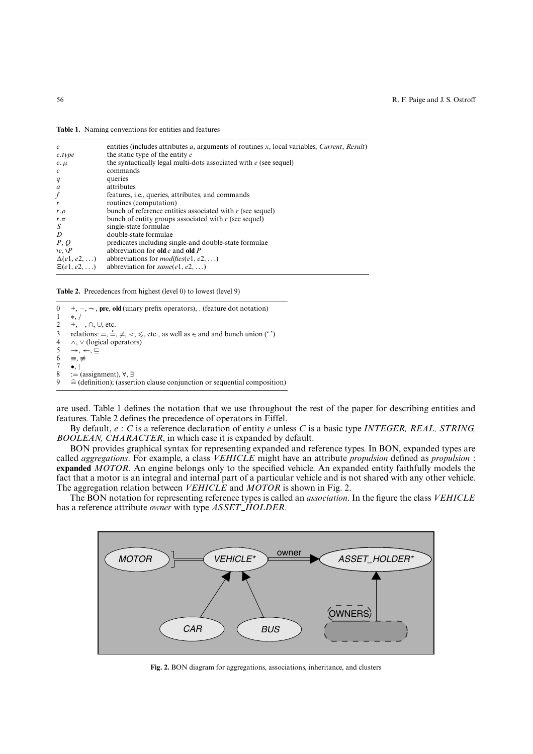**Table 1.** Naming conventions for entities and features

| | |
|---|---|
| $e$ | entities (includes attributes $a$, arguments of routines $x$, local variables, *Current*, *Result*) |
| $e.type$ | the static type of the entity $e$ |
| $e.\mu$ | the syntactically legal multi-dots associated with $e$ (see sequel) |
| $c$ | commands |
| $q$ | queries |
| $a$ | attributes |
| $f$ | features, i.e., queries, attributes, and commands |
| $r$ | routines (computation) |
| $r.\rho$ | bunch of reference entities associated with $r$ (see sequel) |
| $r.\pi$ | bunch of entity groups associated with $r$ (see sequel) |
| $S$ | single-state formulae |
| $D$ | double-state formulae |
| $P, Q$ | predicates including single-and double-state formulae |
| $\backslash e, \backslash P$ | abbreviation for **old** $e$ and **old** $P$ |
| $\Delta(e1, e2, \ldots)$ | abbreviations for *modifies*$(e1, e2, \ldots)$ |
| $\Xi(e1, e2, \ldots)$ | abbreviation for *same*$(e1, e2, \ldots)$ |

**Table 2.** Precedences from highest (level 0) to lowest (level 9)

| | |
|---|---|
| 0 | $+, -, \neg$ , **pre**, **old** (unary prefix operators), . (feature dot notation) |
| 1 | $*, /$ |
| 2 | $+, -, \cap, \cup$, etc. |
| 3 | relations: $=, \stackrel{r}{=}, \neq, <, \leqslant$, etc., as well as $\in$ and and bunch union ('.') |
| 4 | $\wedge, \vee$ (logical operators) |
| 5 | $\rightarrow, \leftarrow, \sqsubseteq$ |
| 6 | $\equiv, \not\equiv$ |
| 7 | $\bullet, \mid$ |
| 8 | $:=$ (assignment), $\forall, \exists$ |
| 9 | $\widehat{=}$ (definition); (assertion clause conjunction or sequential composition) |

are used. Table 1 defines the notation that we use throughout the rest of the paper for describing entities and features. Table 2 defines the precedence of operators in Eiffel.

By default, $e : C$ is a reference declaration of entity $e$ unless $C$ is a basic type *INTEGER, REAL, STRING, BOOLEAN, CHARACTER*, in which case it is expanded by default.

BON provides graphical syntax for representing expanded and reference types. In BON, expanded types are called *aggregations*. For example, a class *VEHICLE* might have an attribute *propulsion* defined as *propulsion* : **expanded** *MOTOR*. An engine belongs only to the specified vehicle. An expanded entity faithfully models the fact that a motor is an integral and internal part of a particular vehicle and is not shared with any other vehicle. The aggregation relation between *VEHICLE* and *MOTOR* is shown in Fig. 2.

The BON notation for representing reference types is called an *association*. In the figure the class *VEHICLE* has a reference attribute *owner* with type *ASSET_HOLDER*.

**Fig. 2.** BON diagram for aggregations, associations, inheritance, and clusters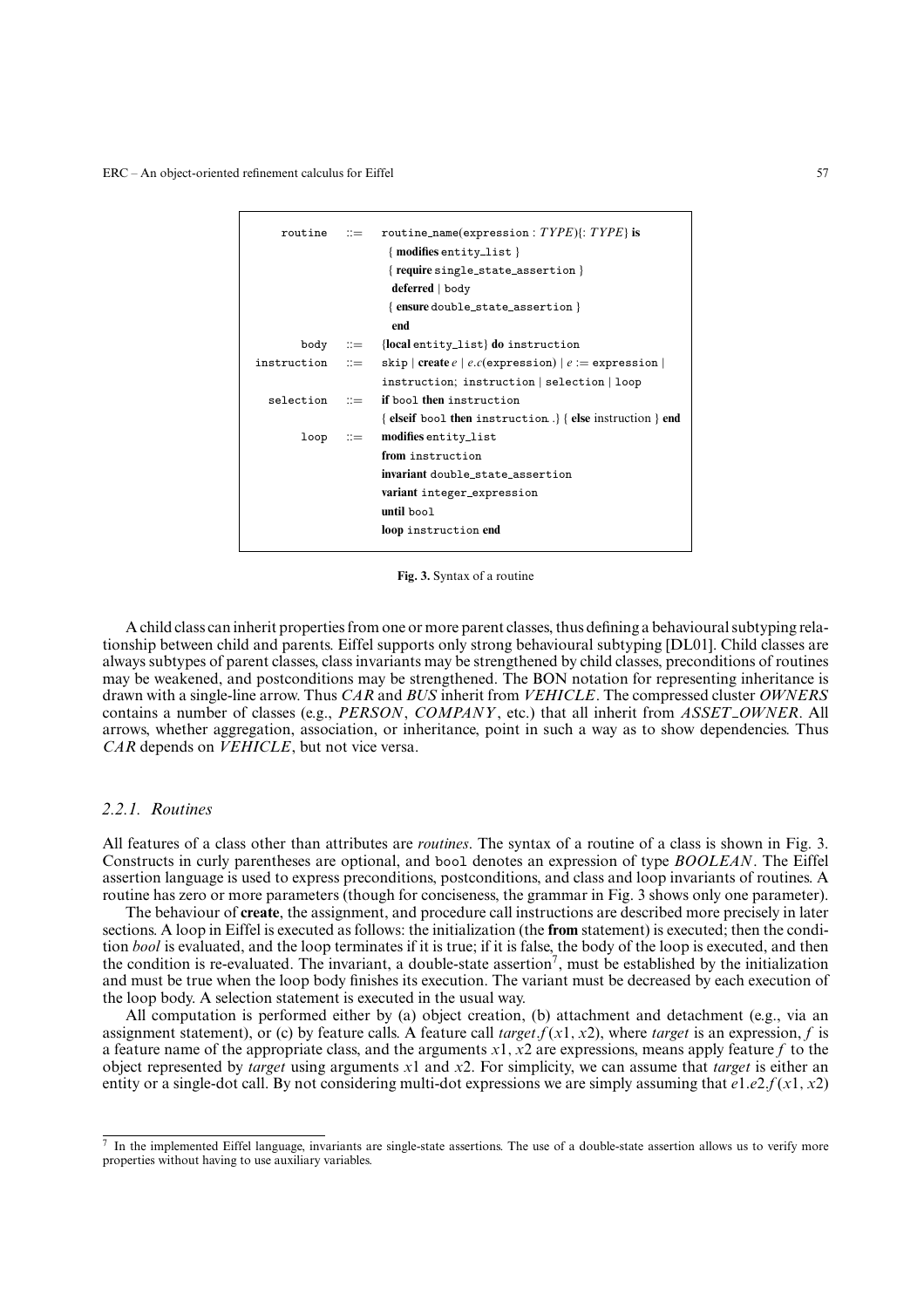```
    routine   ::=   routine_name(expression : TYPE){: TYPE} is
                      { modifies entity_list }
                      { require single_state_assertion }
                      deferred | body
                      { ensure double_state_assertion }
                      end
       body   ::=   {local entity_list} do instruction
instruction   ::=   skip | create e | e.c(expression) | e := expression |
                    instruction; instruction | selection | loop
  selection   ::=   if bool then instruction
                    { elseif bool then instruction .} { else instruction } end
       loop   ::=   modifies entity_list
                    from instruction
                    invariant double_state_assertion
                    variant integer_expression
                    until bool
                    loop instruction end
```

**Fig. 3.** Syntax of a routine

A child class can inherit properties from one or more parent classes, thus defining a behavioural subtyping relationship between child and parents. Eiffel supports only strong behavioural subtyping [DL01]. Child classes are always subtypes of parent classes, class invariants may be strengthened by child classes, preconditions of routines may be weakened, and postconditions may be strengthened. The BON notation for representing inheritance is drawn with a single-line arrow. Thus *CAR* and *BUS* inherit from *VEHICLE*. The compressed cluster *OWNERS* contains a number of classes (e.g., *PERSON*, *COMPANY*, etc.) that all inherit from *ASSET_OWNER*. All arrows, whether aggregation, association, or inheritance, point in such a way as to show dependencies. Thus *CAR* depends on *VEHICLE*, but not vice versa.

### 2.2.1. Routines

All features of a class other than attributes are *routines*. The syntax of a routine of a class is shown in Fig. 3. Constructs in curly parentheses are optional, and `bool` denotes an expression of type *BOOLEAN*. The Eiffel assertion language is used to express preconditions, postconditions, and class and loop invariants of routines. A routine has zero or more parameters (though for conciseness, the grammar in Fig. 3 shows only one parameter).

The behaviour of **create**, the assignment, and procedure call instructions are described more precisely in later sections. A loop in Eiffel is executed as follows: the initialization (the **from** statement) is executed; then the condition *bool* is evaluated, and the loop terminates if it is true; if it is false, the body of the loop is executed, and then the condition is re-evaluated. The invariant, a double-state assertion[7], must be established by the initialization and must be true when the loop body finishes its execution. The variant must be decreased by each execution of the loop body. A selection statement is executed in the usual way.

All computation is performed either by (a) object creation, (b) attachment and detachment (e.g., via an assignment statement), or (c) by feature calls. A feature call $target.f(x1, x2)$, where *target* is an expression, $f$ is a feature name of the appropriate class, and the arguments $x1$, $x2$ are expressions, means apply feature $f$ to the object represented by *target* using arguments $x1$ and $x2$. For simplicity, we can assume that *target* is either an entity or a single-dot call. By not considering multi-dot expressions we are simply assuming that $e1.e2.f(x1, x2)$

[7] In the implemented Eiffel language, invariants are single-state assertions. The use of a double-state assertion allows us to verify more properties without having to use auxiliary variables.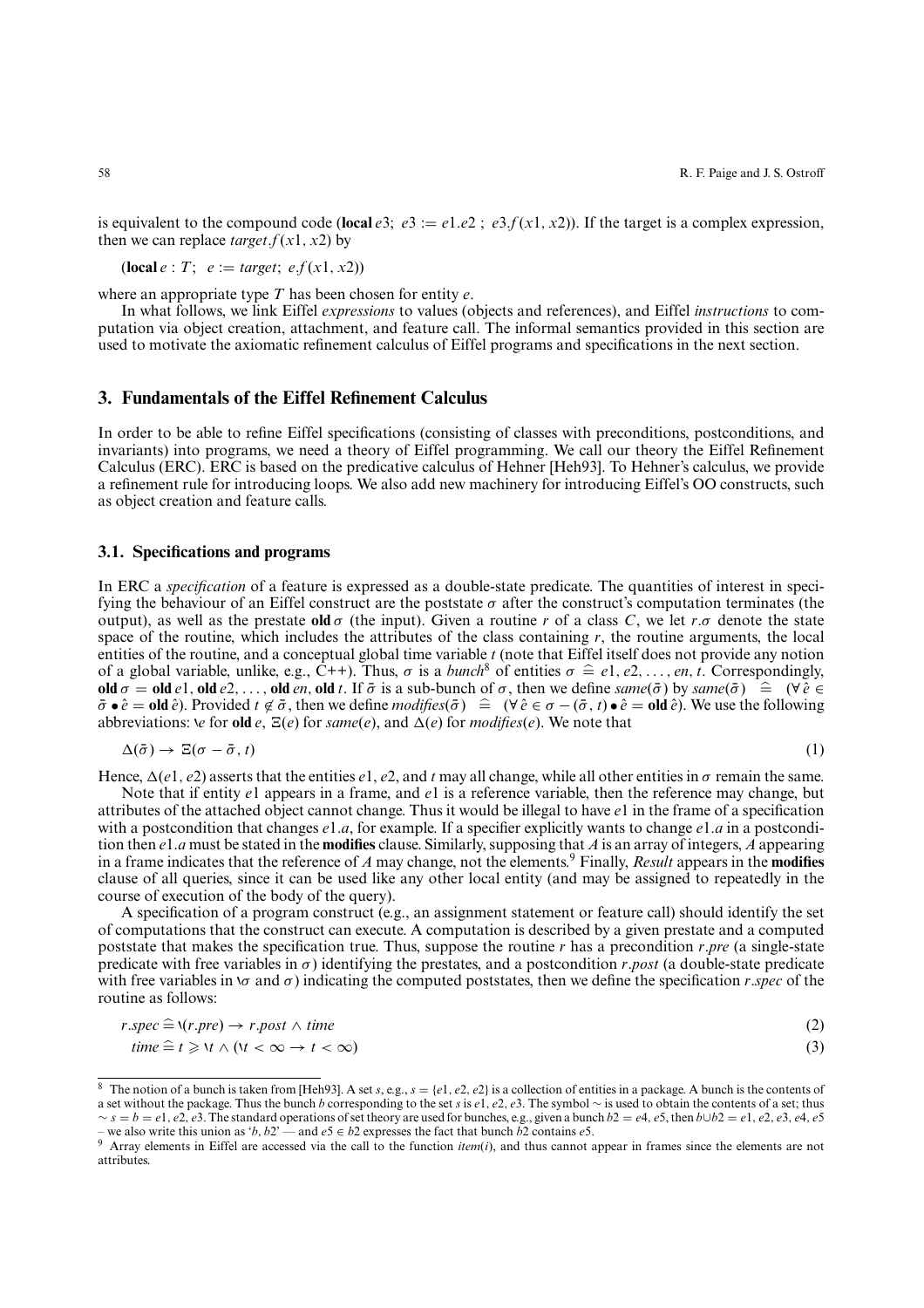is equivalent to the compound code (**local** $e3$; $e3 := e1.e2$ ; $e3.f(x1, x2)$). If the target is a complex expression, then we can replace $target.f(x1, x2)$ by

(**local** $e : T$;  $e := target$;  $e.f(x1, x2)$)

where an appropriate type $T$ has been chosen for entity $e$.

In what follows, we link Eiffel *expressions* to values (objects and references), and Eiffel *instructions* to computation via object creation, attachment, and feature call. The informal semantics provided in this section are used to motivate the axiomatic refinement calculus of Eiffel programs and specifications in the next section.

## 3. Fundamentals of the Eiffel Refinement Calculus

In order to be able to refine Eiffel specifications (consisting of classes with preconditions, postconditions, and invariants) into programs, we need a theory of Eiffel programming. We call our theory the Eiffel Refinement Calculus (ERC). ERC is based on the predicative calculus of Hehner [Heh93]. To Hehner's calculus, we provide a refinement rule for introducing loops. We also add new machinery for introducing Eiffel's OO constructs, such as object creation and feature calls.

### 3.1. Specifications and programs

In ERC a *specification* of a feature is expressed as a double-state predicate. The quantities of interest in specifying the behaviour of an Eiffel construct are the poststate $\sigma$ after the construct's computation terminates (the output), as well as the prestate **old** $\sigma$ (the input). Given a routine $r$ of a class $C$, we let $r.\sigma$ denote the state space of the routine, which includes the attributes of the class containing $r$, the routine arguments, the local entities of the routine, and a conceptual global time variable $t$ (note that Eiffel itself does not provide any notion of a global variable, unlike, e.g., C++). Thus, $\sigma$ is a *bunch*[8] of entities $\sigma \mathrel{\widehat{=}} e1, e2, \ldots, en, t$. Correspondingly, **old** $\sigma$ = **old** $e1$, **old** $e2$, ..., **old** $en$, **old** $t$. If $\bar{\sigma}$ is a sub-bunch of $\sigma$, then we define $same(\bar{\sigma})$ by $same(\bar{\sigma}) \mathrel{\widehat{=}} (\forall \hat{e} \in \bar{\sigma} \bullet \hat{e} = \textbf{old}\, \hat{e})$. Provided $t \notin \bar{\sigma}$, then we define $modifies(\bar{\sigma}) \mathrel{\widehat{=}} (\forall \hat{e} \in \sigma - (\bar{\sigma}, t) \bullet \hat{e} = \textbf{old}\, \hat{e})$. We use the following abbreviations: $\backslash e$ for **old** $e$, $\Xi(e)$ for $same(e)$, and $\Delta(e)$ for $modifies(e)$. We note that

$$\Delta(\bar{\sigma}) \rightarrow \Xi(\sigma - \bar{\sigma}, t) \tag{1}$$

Hence, $\Delta(e1, e2)$ asserts that the entities $e1$, $e2$, and $t$ may all change, while all other entities in $\sigma$ remain the same.

Note that if entity $e1$ appears in a frame, and $e1$ is a reference variable, then the reference may change, but attributes of the attached object cannot change. Thus it would be illegal to have $e1$ in the frame of a specification with a postcondition that changes $e1.a$, for example. If a specifier explicitly wants to change $e1.a$ in a postcondition then $e1.a$ must be stated in the **modifies** clause. Similarly, supposing that $A$ is an array of integers, $A$ appearing in a frame indicates that the reference of $A$ may change, not the elements.[9] Finally, *Result* appears in the **modifies** clause of all queries, since it can be used like any other local entity (and may be assigned to repeatedly in the course of execution of the body of the query).

A specification of a program construct (e.g., an assignment statement or feature call) should identify the set of computations that the construct can execute. A computation is described by a given prestate and a computed poststate that makes the specification true. Thus, suppose the routine $r$ has a precondition $r.pre$ (a single-state predicate with free variables in $\sigma$) identifying the prestates, and a postcondition $r.post$ (a double-state predicate with free variables in $\backslash\sigma$ and $\sigma$) indicating the computed poststates, then we define the specification $r.spec$ of the routine as follows:

$$r.spec \mathrel{\widehat{=}} \backslash(r.pre) \rightarrow r.post \wedge time \tag{2}$$

$$time \mathrel{\widehat{=}} t \geqslant \backslash t \wedge (\backslash t < \infty \rightarrow t < \infty) \tag{3}$$

---

[8] The notion of a bunch is taken from [Heh93]. A set $s$, e.g., $s = \{e1, e2, e2\}$ is a collection of entities in a package. A bunch is the contents of a set without the package. Thus the bunch $b$ corresponding to the set $s$ is $e1, e2, e3$. The symbol $\sim$ is used to obtain the contents of a set; thus $\sim s = b = e1, e2, e3$. The standard operations of set theory are used for bunches, e.g., given a bunch $b2 = e4, e5$, then $b \cup b2 = e1, e2, e3, e4, e5$ – we also write this union as '$b, b2$' — and $e5 \in b2$ expresses the fact that bunch $b2$ contains $e5$.

[9] Array elements in Eiffel are accessed via the call to the function $item(i)$, and thus cannot appear in frames since the elements are not attributes.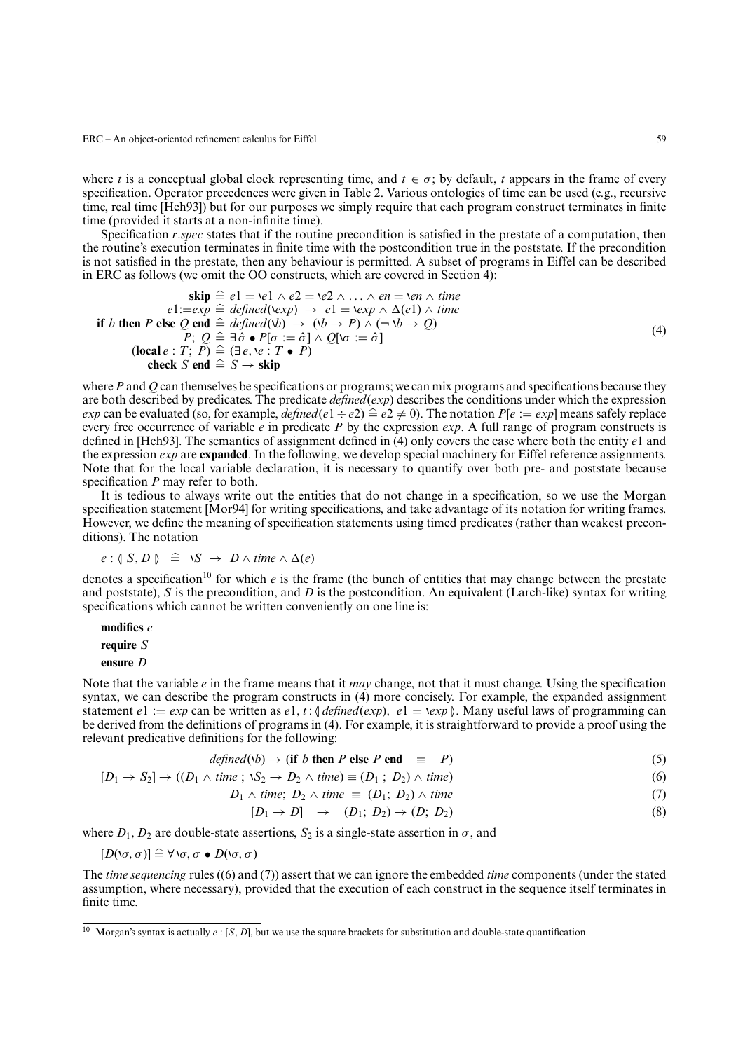where $t$ is a conceptual global clock representing time, and $t \in \sigma$; by default, $t$ appears in the frame of every specification. Operator precedences were given in Table 2. Various ontologies of time can be used (e.g., recursive time, real time [Heh93]) but for our purposes we simply require that each program construct terminates in finite time (provided it starts at a non-infinite time).

Specification *r.spec* states that if the routine precondition is satisfied in the prestate of a computation, then the routine's execution terminates in finite time with the postcondition true in the poststate. If the precondition is not satisfied in the prestate, then any behaviour is permitted. A subset of programs in Eiffel can be described in ERC as follows (we omit the OO constructs, which are covered in Section 4):

$$
\begin{aligned}
\textbf{skip} &\mathrel{\widehat{=}} e1 = \backslash e1 \wedge e2 = \backslash e2 \wedge \ldots \wedge en = \backslash en \wedge time \\
e1{:=}exp &\mathrel{\widehat{=}} defined(\backslash exp) \rightarrow e1 = \backslash exp \wedge \Delta(e1) \wedge time \\
\textbf{if } b \textbf{ then } P \textbf{ else } Q \textbf{ end} &\mathrel{\widehat{=}} defined(\backslash b) \rightarrow (\backslash b \rightarrow P) \wedge (\neg \backslash b \rightarrow Q) \\
P;\ Q &\mathrel{\widehat{=}} \exists \hat{\sigma} \bullet P[\sigma := \hat{\sigma}] \wedge Q[\backslash \sigma := \hat{\sigma}] \\
(\textbf{local } e : T;\ P) &\mathrel{\widehat{=}} (\exists e, \backslash e : T \bullet P) \\
\textbf{check } S \textbf{ end} &\mathrel{\widehat{=}} S \rightarrow \textbf{skip}
\end{aligned}
\tag{4}
$$

where $P$ and $Q$ can themselves be specifications or programs; we can mix programs and specifications because they are both described by predicates. The predicate *defined*(*exp*) describes the conditions under which the expression *exp* can be evaluated (so, for example, $defined(e1 \div e2) \mathrel{\widehat{=}} e2 \neq 0$). The notation $P[e := exp]$ means safely replace every free occurrence of variable $e$ in predicate $P$ by the expression *exp*. A full range of program constructs is defined in [Heh93]. The semantics of assignment defined in (4) only covers the case where both the entity $e1$ and the expression *exp* are **expanded**. In the following, we develop special machinery for Eiffel reference assignments. Note that for the local variable declaration, it is necessary to quantify over both pre- and poststate because specification $P$ may refer to both.

It is tedious to always write out the entities that do not change in a specification, so we use the Morgan specification statement [Mor94] for writing specifications, and take advantage of its notation for writing frames. However, we define the meaning of specification statements using timed predicates (rather than weakest preconditions). The notation

$$e : \llparenthesis\, S, D \,\rrparenthesis \;\; \mathrel{\widehat{=}} \;\; \backslash S \;\rightarrow\; D \wedge time \wedge \Delta(e)$$

denotes a specification[10] for which $e$ is the frame (the bunch of entities that may change between the prestate and poststate), $S$ is the precondition, and $D$ is the postcondition. An equivalent (Larch-like) syntax for writing specifications which cannot be written conveniently on one line is:

**modifies** $e$
**require** $S$
**ensure** $D$

Note that the variable $e$ in the frame means that it *may* change, not that it must change. Using the specification syntax, we can describe the program constructs in (4) more concisely. For example, the expanded assignment statement $e1 := exp$ can be written as $e1, t : \llparenthesis\, defined(exp),\ e1 = \backslash exp \,\rrparenthesis$. Many useful laws of programming can be derived from the definitions of programs in (4). For example, it is straightforward to provide a proof using the relevant predicative definitions for the following:

$$defined(\backslash b) \rightarrow (\textbf{if } b \textbf{ then } P \textbf{ else } P \textbf{ end} \;\; \equiv \;\; P) \tag{5}$$

$$[D_1 \rightarrow S_2] \rightarrow ((D_1 \wedge time\ ;\ \backslash S_2 \rightarrow D_2 \wedge time) \equiv (D_1\ ;\ D_2) \wedge time) \tag{6}$$

$$D_1 \wedge time;\ D_2 \wedge time \;\equiv\; (D_1;\ D_2) \wedge time \tag{7}$$

$$[D_1 \rightarrow D] \;\;\rightarrow\;\; (D_1;\ D_2) \rightarrow (D;\ D_2) \tag{8}$$

where $D_1$, $D_2$ are double-state assertions, $S_2$ is a single-state assertion in $\sigma$, and

$$[D(\backslash \sigma, \sigma)] \mathrel{\widehat{=}} \forall \backslash \sigma, \sigma \bullet D(\backslash \sigma, \sigma)$$

The *time sequencing* rules ((6) and (7)) assert that we can ignore the embedded *time* components (under the stated assumption, where necessary), provided that the execution of each construct in the sequence itself terminates in finite time.

---

[10] Morgan's syntax is actually $e : [S, D]$, but we use the square brackets for substitution and double-state quantification.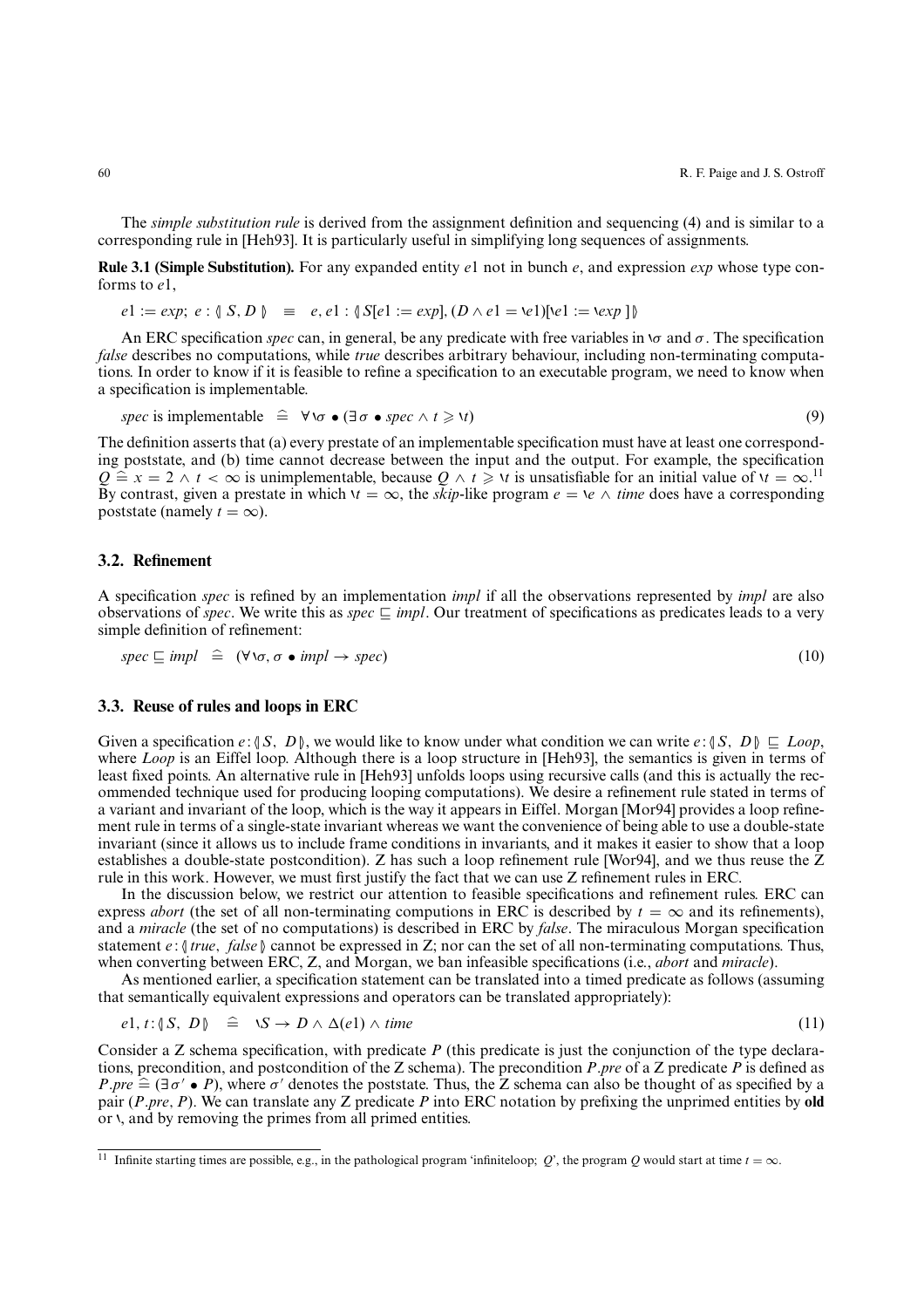The *simple substitution rule* is derived from the assignment definition and sequencing (4) and is similar to a corresponding rule in [Heh93]. It is particularly useful in simplifying long sequences of assignments.

**Rule 3.1 (Simple Substitution).** For any expanded entity $e1$ not in bunch $e$, and expression $exp$ whose type conforms to $e1$,

$$e1 := exp;\ e : \llparenthesis\, S, D \,\rrparenthesis \quad \equiv \quad e, e1 : \llparenthesis\, S[e1 := exp], (D \wedge e1 = \backslash e1)[\backslash e1 := \backslash exp\,] \,\rrparenthesis$$

An ERC specification *spec* can, in general, be any predicate with free variables in $\backslash\sigma$ and $\sigma$. The specification *false* describes no computations, while *true* describes arbitrary behaviour, including non-terminating computations. In order to know if it is feasible to refine a specification to an executable program, we need to know when a specification is implementable.

$$spec \text{ is implementable} \quad \widehat{=} \quad \forall \backslash\sigma \bullet (\exists \sigma \bullet spec \wedge t \geqslant \backslash t) \tag{9}$$

The definition asserts that (a) every prestate of an implementable specification must have at least one corresponding poststate, and (b) time cannot decrease between the input and the output. For example, the specification $Q \mathrel{\widehat{=}} x = 2 \wedge t < \infty$ is unimplementable, because $Q \wedge t \geqslant \backslash t$ is unsatisfiable for an initial value of $\backslash t = \infty$.[11] By contrast, given a prestate in which $\backslash t = \infty$, the *skip*-like program $e = \backslash e \wedge time$ does have a corresponding poststate (namely $t = \infty$).

### 3.2. Refinement

A specification *spec* is refined by an implementation *impl* if all the observations represented by *impl* are also observations of *spec*. We write this as $spec \sqsubseteq impl$. Our treatment of specifications as predicates leads to a very simple definition of refinement:

$$spec \sqsubseteq impl \quad \widehat{=} \quad (\forall \backslash\sigma, \sigma \bullet impl \rightarrow spec) \tag{10}$$

### 3.3. Reuse of rules and loops in ERC

Given a specification $e : \llparenthesis\, S,\ D \,\rrparenthesis$, we would like to know under what condition we can write $e : \llparenthesis\, S,\ D \,\rrparenthesis \sqsubseteq Loop$, where *Loop* is an Eiffel loop. Although there is a loop structure in [Heh93], the semantics is given in terms of least fixed points. An alternative rule in [Heh93] unfolds loops using recursive calls (and this is actually the recommended technique used for producing looping computations). We desire a refinement rule stated in terms of a variant and invariant of the loop, which is the way it appears in Eiffel. Morgan [Mor94] provides a loop refinement rule in terms of a single-state invariant whereas we want the convenience of being able to use a double-state invariant (since it allows us to include frame conditions in invariants, and it makes it easier to show that a loop establishes a double-state postcondition). Z has such a loop refinement rule [Wor94], and we thus reuse the Z rule in this work. However, we must first justify the fact that we can use Z refinement rules in ERC.

In the discussion below, we restrict our attention to feasible specifications and refinement rules. ERC can express *abort* (the set of all non-terminating computions in ERC is described by $t = \infty$ and its refinements), and a *miracle* (the set of no computations) is described in ERC by *false*. The miraculous Morgan specification statement $e : \llparenthesis\, true,\ false \,\rrparenthesis$ cannot be expressed in Z; nor can the set of all non-terminating computations. Thus, when converting between ERC, Z, and Morgan, we ban infeasible specifications (i.e., *abort* and *miracle*).

As mentioned earlier, a specification statement can be translated into a timed predicate as follows (assuming that semantically equivalent expressions and operators can be translated appropriately):

$$e1, t : \llparenthesis\, S,\ D \,\rrparenthesis \quad \widehat{=} \quad \backslash S \rightarrow D \wedge \Delta(e1) \wedge time \tag{11}$$

Consider a Z schema specification, with predicate $P$ (this predicate is just the conjunction of the type declarations, precondition, and postcondition of the Z schema). The precondition $P.pre$ of a Z predicate $P$ is defined as $P.pre \mathrel{\widehat{=}} (\exists \sigma' \bullet P)$, where $\sigma'$ denotes the poststate. Thus, the Z schema can also be thought of as specified by a pair $(P.pre, P)$. We can translate any Z predicate $P$ into ERC notation by prefixing the unprimed entities by **old** or $\backslash$, and by removing the primes from all primed entities.

---

[11] Infinite starting times are possible, e.g., in the pathological program 'infiniteloop; $Q$', the program $Q$ would start at time $t = \infty$.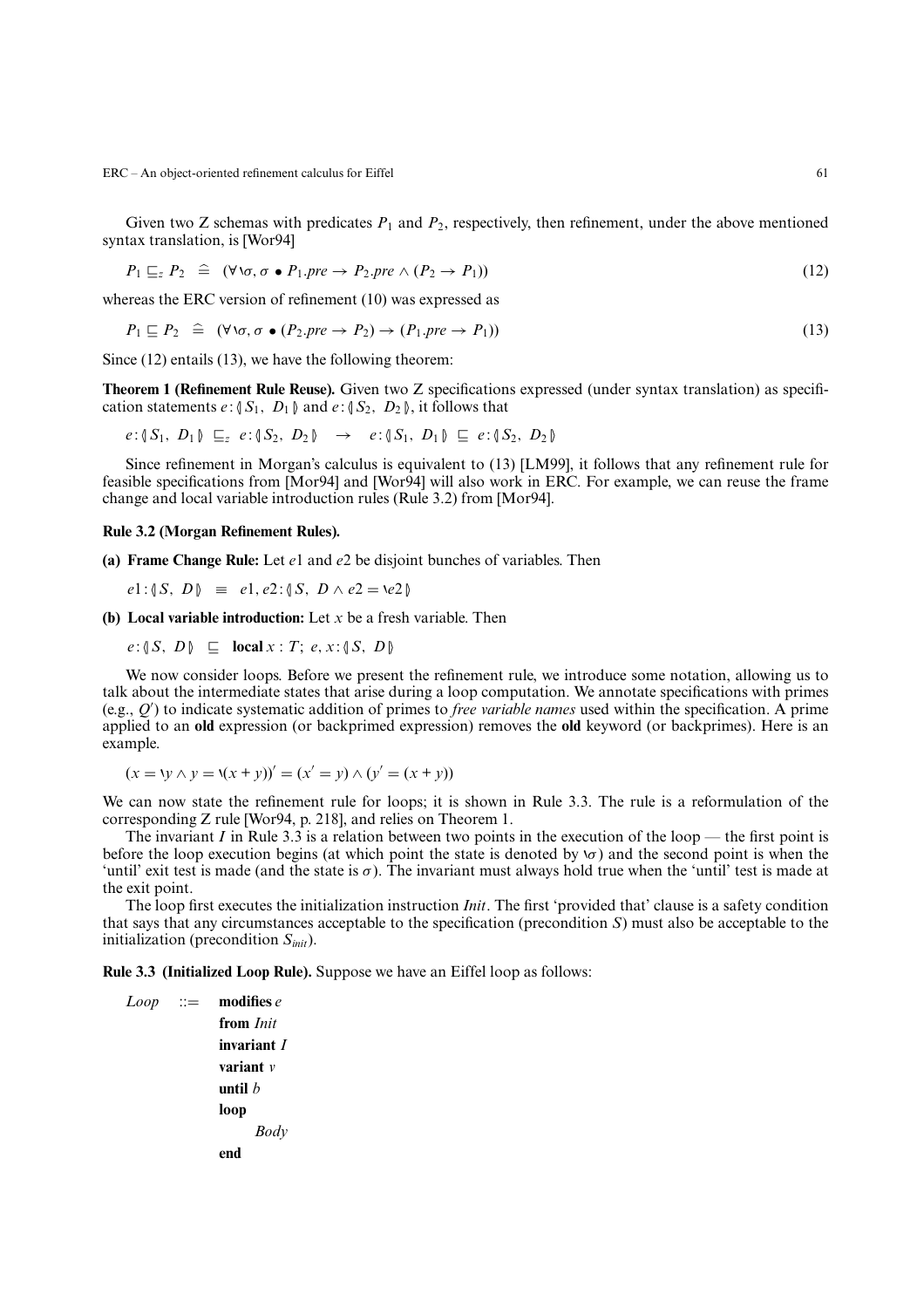Given two Z schemas with predicates $P_1$ and $P_2$, respectively, then refinement, under the above mentioned syntax translation, is [Wor94]

$$P_1 \sqsubseteq_z P_2 \;\;\widehat{=}\;\; (\forall \backprime\sigma, \sigma \bullet P_1.pre \rightarrow P_2.pre \wedge (P_2 \rightarrow P_1)) \tag{12}$$

whereas the ERC version of refinement (10) was expressed as

$$P_1 \sqsubseteq P_2 \;\;\widehat{=}\;\; (\forall \backprime\sigma, \sigma \bullet (P_2.pre \rightarrow P_2) \rightarrow (P_1.pre \rightarrow P_1)) \tag{13}$$

Since (12) entails (13), we have the following theorem:

**Theorem 1 (Refinement Rule Reuse).** Given two Z specifications expressed (under syntax translation) as specification statements $e : \llparenthesis S_1,\ D_1 \rrparenthesis$ and $e : \llparenthesis S_2,\ D_2 \rrparenthesis$, it follows that

$$e : \llparenthesis S_1,\ D_1 \rrparenthesis \;\sqsubseteq_z\; e : \llparenthesis S_2,\ D_2 \rrparenthesis \quad\rightarrow\quad e : \llparenthesis S_1,\ D_1 \rrparenthesis \;\sqsubseteq\; e : \llparenthesis S_2,\ D_2 \rrparenthesis$$

Since refinement in Morgan's calculus is equivalent to (13) [LM99], it follows that any refinement rule for feasible specifications from [Mor94] and [Wor94] will also work in ERC. For example, we can reuse the frame change and local variable introduction rules (Rule 3.2) from [Mor94].

**Rule 3.2 (Morgan Refinement Rules).**

**(a) Frame Change Rule:** Let $e1$ and $e2$ be disjoint bunches of variables. Then

$$e1 : \llparenthesis S,\ D \rrparenthesis \;\equiv\; e1, e2 : \llparenthesis S,\ D \wedge e2 = \backprime e2 \rrparenthesis$$

**(b) Local variable introduction:** Let $x$ be a fresh variable. Then

$$e : \llparenthesis S,\ D \rrparenthesis \;\sqsubseteq\; \textbf{local}\, x : T;\ e, x : \llparenthesis S,\ D \rrparenthesis$$

We now consider loops. Before we present the refinement rule, we introduce some notation, allowing us to talk about the intermediate states that arise during a loop computation. We annotate specifications with primes (e.g., $Q'$) to indicate systematic addition of primes to *free variable names* used within the specification. A prime applied to an **old** expression (or backprimed expression) removes the **old** keyword (or backprimes). Here is an example.

$$(x = \backprime y \wedge y = \backprime(x + y))' = (x' = y) \wedge (y' = (x + y))$$

We can now state the refinement rule for loops; it is shown in Rule 3.3. The rule is a reformulation of the corresponding Z rule [Wor94, p. 218], and relies on Theorem 1.

The invariant $I$ in Rule 3.3 is a relation between two points in the execution of the loop — the first point is before the loop execution begins (at which point the state is denoted by $\backprime\sigma$) and the second point is when the 'until' exit test is made (and the state is $\sigma$). The invariant must always hold true when the 'until' test is made at the exit point.

The loop first executes the initialization instruction *Init*. The first 'provided that' clause is a safety condition that says that any circumstances acceptable to the specification (precondition $S$) must also be acceptable to the initialization (precondition $S_{init}$).

**Rule 3.3 (Initialized Loop Rule).** Suppose we have an Eiffel loop as follows:

```
Loop  ::=  modifies e
           from Init
           invariant I
           variant v
           until b
           loop
                Body
           end
```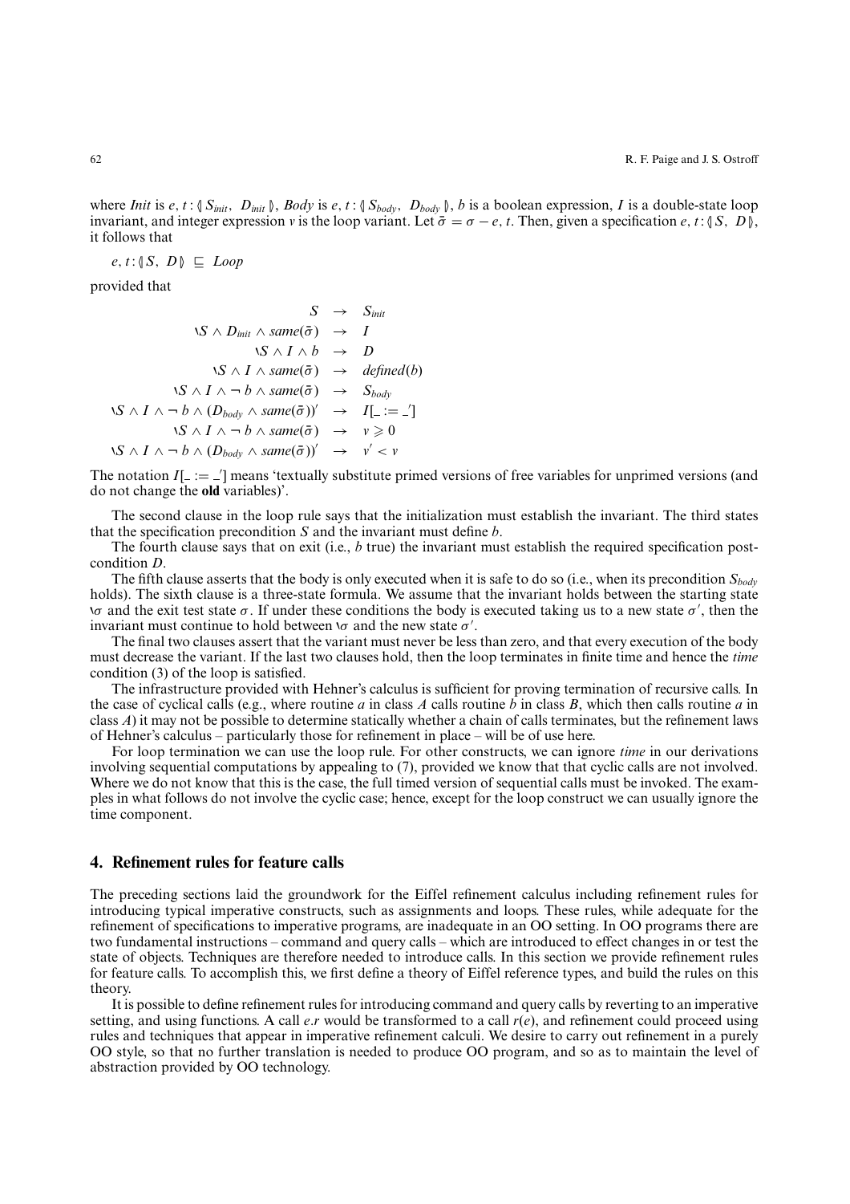where *Init* is $e, t : \llparenthesis S_{init},\ D_{init} \rrparenthesis$, *Body* is $e, t : \llparenthesis S_{body},\ D_{body} \rrparenthesis$, $b$ is a boolean expression, $I$ is a double-state loop invariant, and integer expression $v$ is the loop variant. Let $\bar{\sigma} = \sigma - e, t$. Then, given a specification $e, t : \llparenthesis S,\ D \rrparenthesis$, it follows that

$$e, t : \llparenthesis S,\ D \rrparenthesis \ \sqsubseteq\ Loop$$

provided that

$$
\begin{array}{rcl}
S & \rightarrow & S_{init} \\
\backslash S \wedge D_{init} \wedge same(\bar{\sigma}) & \rightarrow & I \\
\backslash S \wedge I \wedge b & \rightarrow & D \\
\backslash S \wedge I \wedge same(\bar{\sigma}) & \rightarrow & defined(b) \\
\backslash S \wedge I \wedge \neg\, b \wedge same(\bar{\sigma}) & \rightarrow & S_{body} \\
\backslash S \wedge I \wedge \neg\, b \wedge (D_{body} \wedge same(\bar{\sigma}))' & \rightarrow & I[\_ := \_'] \\
\backslash S \wedge I \wedge \neg\, b \wedge same(\bar{\sigma}) & \rightarrow & v \geqslant 0 \\
\backslash S \wedge I \wedge \neg\, b \wedge (D_{body} \wedge same(\bar{\sigma}))' & \rightarrow & v' < v
\end{array}
$$

The notation $I[\_ := \_']$ means 'textually substitute primed versions of free variables for unprimed versions (and do not change the **old** variables)'.

The second clause in the loop rule says that the initialization must establish the invariant. The third states that the specification precondition $S$ and the invariant must define $b$.

The fourth clause says that on exit (i.e., $b$ true) the invariant must establish the required specification postcondition $D$.

The fifth clause asserts that the body is only executed when it is safe to do so (i.e., when its precondition $S_{body}$ holds). The sixth clause is a three-state formula. We assume that the invariant holds between the starting state $\backslash\sigma$ and the exit test state $\sigma$. If under these conditions the body is executed taking us to a new state $\sigma'$, then the invariant must continue to hold between $\backslash\sigma$ and the new state $\sigma'$.

The final two clauses assert that the variant must never be less than zero, and that every execution of the body must decrease the variant. If the last two clauses hold, then the loop terminates in finite time and hence the *time* condition (3) of the loop is satisfied.

The infrastructure provided with Hehner's calculus is sufficient for proving termination of recursive calls. In the case of cyclical calls (e.g., where routine $a$ in class $A$ calls routine $b$ in class $B$, which then calls routine $a$ in class $A$) it may not be possible to determine statically whether a chain of calls terminates, but the refinement laws of Hehner's calculus – particularly those for refinement in place – will be of use here.

For loop termination we can use the loop rule. For other constructs, we can ignore *time* in our derivations involving sequential computations by appealing to (7), provided we know that that cyclic calls are not involved. Where we do not know that this is the case, the full timed version of sequential calls must be invoked. The examples in what follows do not involve the cyclic case; hence, except for the loop construct we can usually ignore the time component.

## 4. Refinement rules for feature calls

The preceding sections laid the groundwork for the Eiffel refinement calculus including refinement rules for introducing typical imperative constructs, such as assignments and loops. These rules, while adequate for the refinement of specifications to imperative programs, are inadequate in an OO setting. In OO programs there are two fundamental instructions – command and query calls – which are introduced to effect changes in or test the state of objects. Techniques are therefore needed to introduce calls. In this section we provide refinement rules for feature calls. To accomplish this, we first define a theory of Eiffel reference types, and build the rules on this theory.

It is possible to define refinement rules for introducing command and query calls by reverting to an imperative setting, and using functions. A call $e.r$ would be transformed to a call $r(e)$, and refinement could proceed using rules and techniques that appear in imperative refinement calculi. We desire to carry out refinement in a purely OO style, so that no further translation is needed to produce OO program, and so as to maintain the level of abstraction provided by OO technology.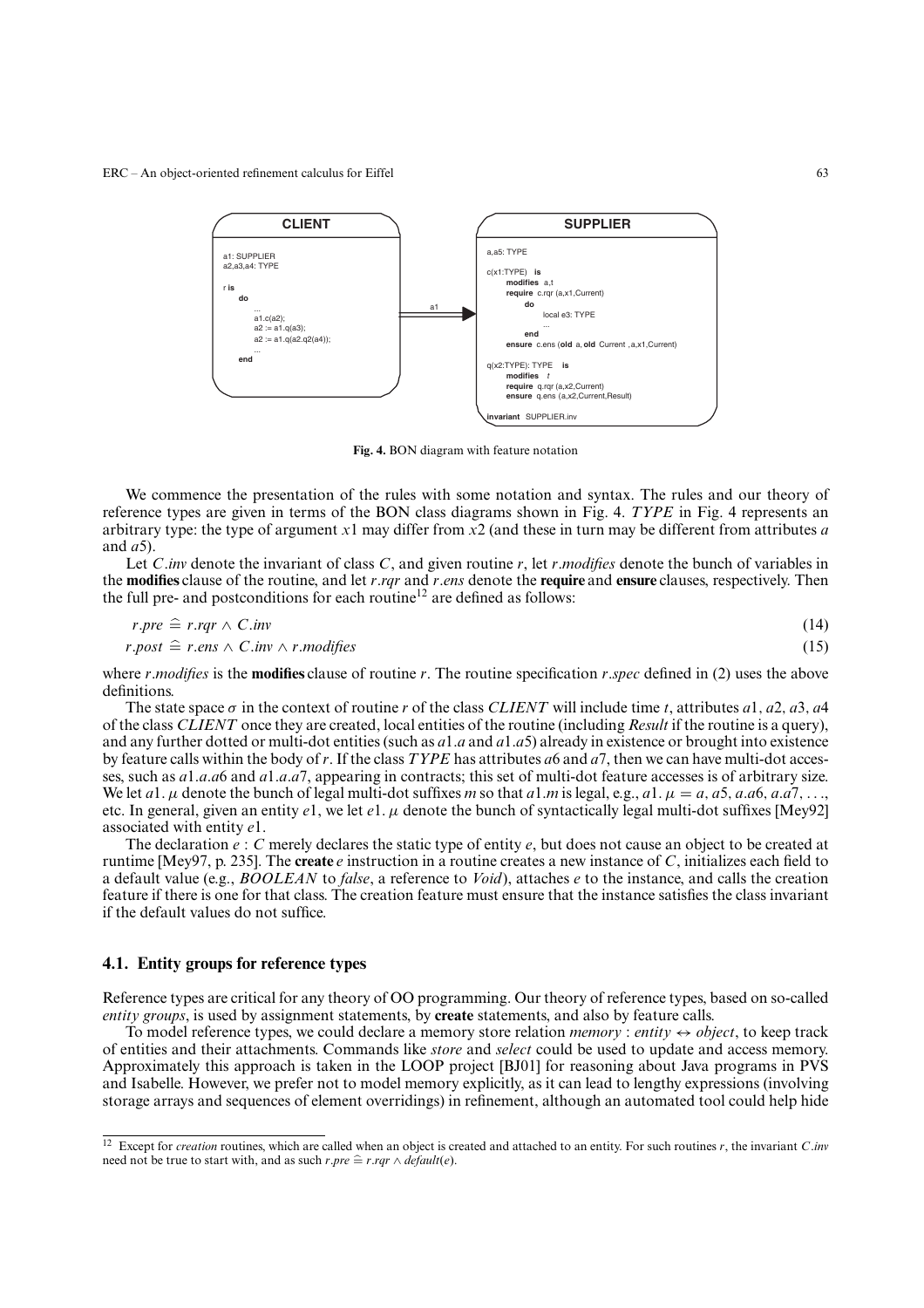```
CLIENT                                   SUPPLIER

a1: SUPPLIER                             a,a5: TYPE
a2,a3,a4: TYPE
                                         c(x1:TYPE) is
r is                                          modifies a,t
   do                                         require c.rqr (a,x1,Current)
      ...                          a1              do
      a1.c(a2);                  ====>               local e3: TYPE
      a2 := a1.q(a3);                                ...
      a2 := a1.q(a2.q2(a4));                       end
      ...                                     ensure c.ens (old a, old Current ,a,x1,Current)
   end
                                         q(x2:TYPE): TYPE  is
                                              modifies t
                                              require q.rqr (a,x2,Current)
                                              ensure q.ens (a,x2,Current,Result)

                                         invariant SUPPLIER.inv
```

**Fig. 4.** BON diagram with feature notation

We commence the presentation of the rules with some notation and syntax. The rules and our theory of reference types are given in terms of the BON class diagrams shown in Fig. 4. $TYPE$ in Fig. 4 represents an arbitrary type: the type of argument $x1$ may differ from $x2$ (and these in turn may be different from attributes $a$ and $a5$).

Let $C.inv$ denote the invariant of class $C$, and given routine $r$, let $r.modifies$ denote the bunch of variables in the **modifies** clause of the routine, and let $r.rqr$ and $r.ens$ denote the **require** and **ensure** clauses, respectively. Then the full pre- and postconditions for each routine[12] are defined as follows:

$$r.pre \mathrel{\widehat{=}} r.rqr \wedge C.inv \tag{14}$$

$$r.post \mathrel{\widehat{=}} r.ens \wedge C.inv \wedge r.modifies \tag{15}$$

where $r.modifies$ is the **modifies** clause of routine $r$. The routine specification $r.spec$ defined in (2) uses the above definitions.

The state space $\sigma$ in the context of routine $r$ of the class $CLIENT$ will include time $t$, attributes $a1$, $a2$, $a3$, $a4$ of the class $CLIENT$ once they are created, local entities of the routine (including $Result$ if the routine is a query), and any further dotted or multi-dot entities (such as $a1.a$ and $a1.a5$) already in existence or brought into existence by feature calls within the body of $r$. If the class $TYPE$ has attributes $a6$ and $a7$, then we can have multi-dot accesses, such as $a1.a.a6$ and $a1.a.a7$, appearing in contracts; this set of multi-dot feature accesses is of arbitrary size. We let $a1.\,\mu$ denote the bunch of legal multi-dot suffixes $m$ so that $a1.m$ is legal, e.g., $a1.\,\mu = a, a5, a.a6, a.a7, \ldots$, etc. In general, given an entity $e1$, we let $e1.\,\mu$ denote the bunch of syntactically legal multi-dot suffixes [Mey92] associated with entity $e1$.

The declaration $e : C$ merely declares the static type of entity $e$, but does not cause an object to be created at runtime [Mey97, p. 235]. The **create** $e$ instruction in a routine creates a new instance of $C$, initializes each field to a default value (e.g., $BOOLEAN$ to $false$, a reference to $Void$), attaches $e$ to the instance, and calls the creation feature if there is one for that class. The creation feature must ensure that the instance satisfies the class invariant if the default values do not suffice.

### 4.1. Entity groups for reference types

Reference types are critical for any theory of OO programming. Our theory of reference types, based on so-called *entity groups*, is used by assignment statements, by **create** statements, and also by feature calls.

To model reference types, we could declare a memory store relation $memory : entity \leftrightarrow object$, to keep track of entities and their attachments. Commands like *store* and *select* could be used to update and access memory. Approximately this approach is taken in the LOOP project [BJ01] for reasoning about Java programs in PVS and Isabelle. However, we prefer not to model memory explicitly, as it can lead to lengthy expressions (involving storage arrays and sequences of element overridings) in refinement, although an automated tool could help hide

[12] Except for *creation* routines, which are called when an object is created and attached to an entity. For such routines $r$, the invariant $C.inv$ need not be true to start with, and as such $r.pre \mathrel{\widehat{=}} r.rqr \wedge default(e)$.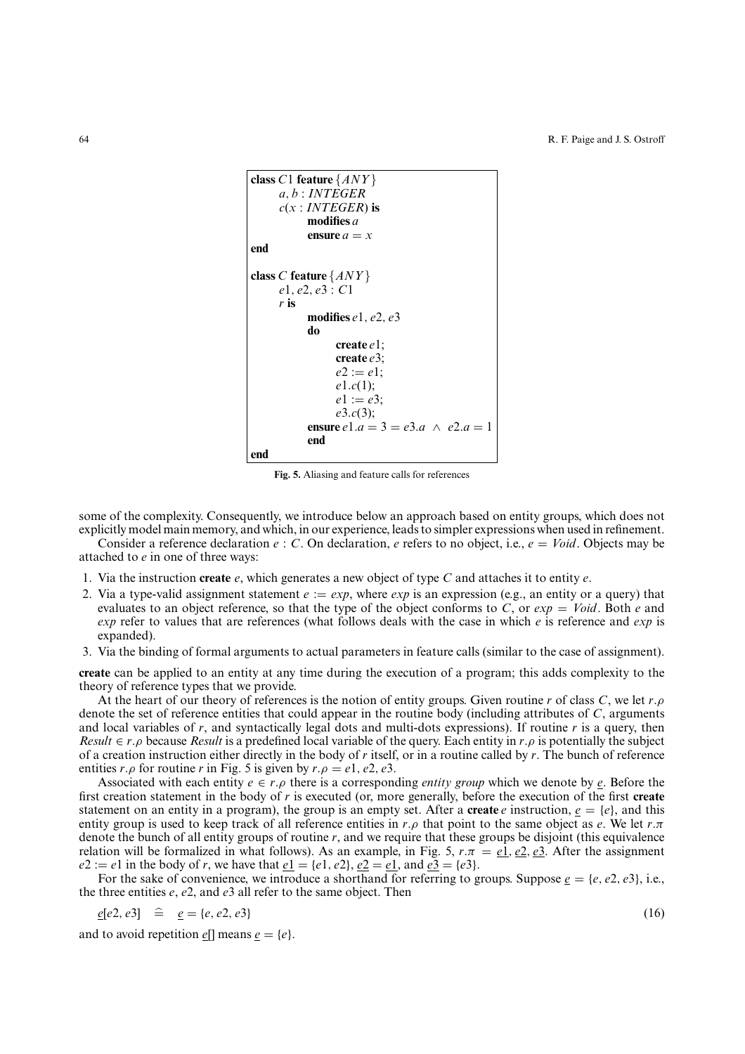```
class C1 feature {ANY}
      a, b : INTEGER
      c(x : INTEGER) is
            modifies a
            ensure a = x
end

class C feature {ANY}
      e1, e2, e3 : C1
      r is
            modifies e1, e2, e3
            do
                  create e1;
                  create e3;
                  e2 := e1;
                  e1.c(1);
                  e1 := e3;
                  e3.c(3);
            ensure e1.a = 3 = e3.a ∧ e2.a = 1
            end
end
```

**Fig. 5.** Aliasing and feature calls for references

some of the complexity. Consequently, we introduce below an approach based on entity groups, which does not explicitly model main memory, and which, in our experience, leads to simpler expressions when used in refinement.

Consider a reference declaration $e : C$. On declaration, $e$ refers to no object, i.e., $e = Void$. Objects may be attached to $e$ in one of three ways:

1. Via the instruction **create** $e$, which generates a new object of type $C$ and attaches it to entity $e$.
2. Via a type-valid assignment statement $e := exp$, where $exp$ is an expression (e.g., an entity or a query) that evaluates to an object reference, so that the type of the object conforms to $C$, or $exp = Void$. Both $e$ and $exp$ refer to values that are references (what follows deals with the case in which $e$ is reference and $exp$ is expanded).
3. Via the binding of formal arguments to actual parameters in feature calls (similar to the case of assignment).

**create** can be applied to an entity at any time during the execution of a program; this adds complexity to the theory of reference types that we provide.

At the heart of our theory of references is the notion of entity groups. Given routine $r$ of class $C$, we let $r.\rho$ denote the set of reference entities that could appear in the routine body (including attributes of $C$, arguments and local variables of $r$, and syntactically legal dots and multi-dots expressions). If routine $r$ is a query, then $Result \in r.\rho$ because $Result$ is a predefined local variable of the query. Each entity in $r.\rho$ is potentially the subject of a creation instruction either directly in the body of $r$ itself, or in a routine called by $r$. The bunch of reference entities $r.\rho$ for routine $r$ in Fig. 5 is given by $r.\rho = e1, e2, e3$.

Associated with each entity $e \in r.\rho$ there is a corresponding *entity group* which we denote by $\underline{e}$. Before the first creation statement in the body of $r$ is executed (or, more generally, before the execution of the first **create** statement on an entity in a program), the group is an empty set. After a **create** $e$ instruction, $\underline{e} = \{e\}$, and this entity group is used to keep track of all reference entities in $r.\rho$ that point to the same object as $e$. We let $r.\pi$ denote the bunch of all entity groups of routine $r$, and we require that these groups be disjoint (this equivalence relation will be formalized in what follows). As an example, in Fig. 5, $r.\pi = \underline{e1}, \underline{e2}, \underline{e3}$. After the assignment $e2 := e1$ in the body of $r$, we have that $\underline{e1} = \{e1, e2\}$, $\underline{e2} = \underline{e1}$, and $\underline{e3} = \{e3\}$.

For the sake of convenience, we introduce a shorthand for referring to groups. Suppose $\underline{e} = \{e, e2, e3\}$, i.e., the three entities $e$, $e2$, and $e3$ all refer to the same object. Then

$$\underline{e}[e2, e3] \quad \widehat{=} \quad \underline{e} = \{e, e2, e3\} \tag{16}$$

and to avoid repetition $\underline{e}[]$ means $\underline{e} = \{e\}$.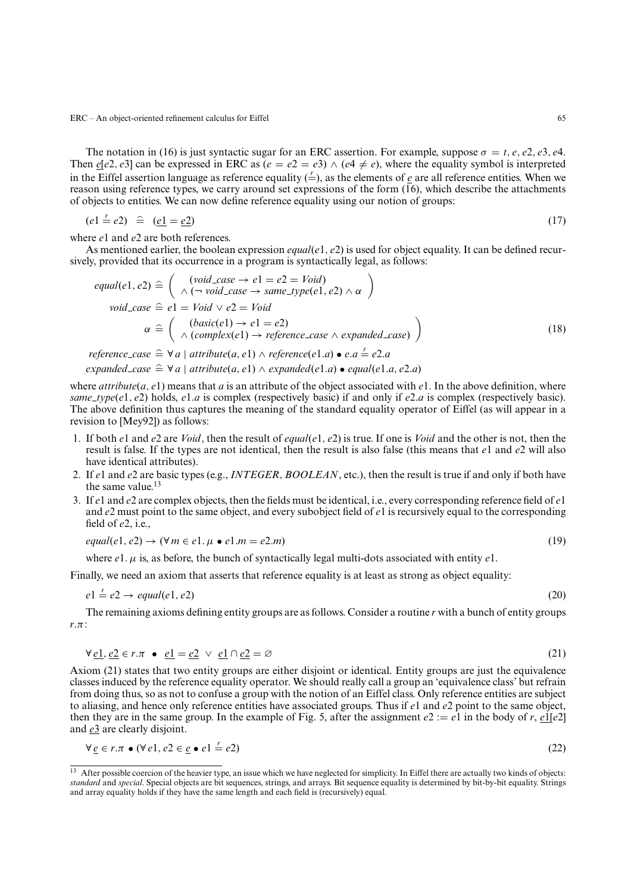The notation in (16) is just syntactic sugar for an ERC assertion. For example, suppose $\sigma = t, e, e2, e3, e4$. Then $\underline{e}[e2, e3]$ can be expressed in ERC as $(e = e2 = e3) \wedge (e4 \neq e)$, where the equality symbol is interpreted in the Eiffel assertion language as reference equality ($\stackrel{r}{=}$), as the elements of $\underline{e}$ are all reference entities. When we reason using reference types, we carry around set expressions of the form (16), which describe the attachments of objects to entities. We can now define reference equality using our notion of groups:

$$(e1 \stackrel{r}{=} e2) \;\; \widehat{=} \;\; (\underline{e1} = \underline{e2}) \tag{17}$$

where $e1$ and $e2$ are both references.

As mentioned earlier, the boolean expression $equal(e1, e2)$ is used for object equality. It can be defined recursively, provided that its occurrence in a program is syntactically legal, as follows:

$$
\begin{aligned}
equal(e1, e2) &\;\widehat{=}\; \left( \begin{array}{l} (void\_case \rightarrow e1 = e2 = Void) \\ \wedge\, (\neg\, void\_case \rightarrow same\_type(e1, e2) \wedge \alpha \end{array} \right) \\
void\_case &\;\widehat{=}\; e1 = Void \vee e2 = Void \\
\alpha &\;\widehat{=}\; \left( \begin{array}{l} (basic(e1) \rightarrow e1 = e2) \\ \wedge\, (complex(e1) \rightarrow reference\_case \wedge expanded\_case) \end{array} \right) \\
reference\_case &\;\widehat{=}\; \forall\, a \mid attribute(a, e1) \wedge reference(e1.a) \bullet e.a \stackrel{r}{=} e2.a \\
expanded\_case &\;\widehat{=}\; \forall\, a \mid attribute(a, e1) \wedge expanded(e1.a) \bullet equal(e1.a, e2.a)
\end{aligned}
\tag{18}
$$

where $attribute(a, e1)$ means that $a$ is an attribute of the object associated with $e1$. In the above definition, where $same\_type(e1, e2)$ holds, $e1.a$ is complex (respectively basic) if and only if $e2.a$ is complex (respectively basic). The above definition thus captures the meaning of the standard equality operator of Eiffel (as will appear in a revision to [Mey92]) as follows:

1. If both $e1$ and $e2$ are *Void*, then the result of $equal(e1, e2)$ is true. If one is *Void* and the other is not, then the result is false. If the types are not identical, then the result is also false (this means that $e1$ and $e2$ will also have identical attributes).
2. If $e1$ and $e2$ are basic types (e.g., *INTEGER*, *BOOLEAN*, etc.), then the result is true if and only if both have the same value.[13]
3. If $e1$ and $e2$ are complex objects, then the fields must be identical, i.e., every corresponding reference field of $e1$ and $e2$ must point to the same object, and every subobject field of $e1$ is recursively equal to the corresponding field of $e2$, i.e.,

$$equal(e1, e2) \rightarrow (\forall\, m \in e1.\,\mu \bullet e1.m = e2.m) \tag{19}$$

where $e1.\,\mu$ is, as before, the bunch of syntactically legal multi-dots associated with entity $e1$.

Finally, we need an axiom that asserts that reference equality is at least as strong as object equality:

$$e1 \stackrel{r}{=} e2 \rightarrow equal(e1, e2) \tag{20}$$

The remaining axioms defining entity groups are as follows. Consider a routine $r$ with a bunch of entity groups $r.\pi$:

$$\forall\, \underline{e1}, \underline{e2} \in r.\pi \;\bullet\; \underline{e1} = \underline{e2} \;\vee\; \underline{e1} \cap \underline{e2} = \varnothing \tag{21}$$

Axiom (21) states that two entity groups are either disjoint or identical. Entity groups are just the equivalence classes induced by the reference equality operator. We should really call a group an 'equivalence class' but refrain from doing thus, so as not to confuse a group with the notion of an Eiffel class. Only reference entities are subject to aliasing, and hence only reference entities have associated groups. Thus if $e1$ and $e2$ point to the same object, then they are in the same group. In the example of Fig. 5, after the assignment $e2 := e1$ in the body of $r$, $\underline{e1}[e2]$ and $\underline{e3}$ are clearly disjoint.

$$\forall\, \underline{e} \in r.\pi \bullet (\forall\, e1, e2 \in \underline{e} \bullet e1 \stackrel{r}{=} e2) \tag{22}$$

---

[13] After possible coercion of the heavier type, an issue which we have neglected for simplicity. In Eiffel there are actually two kinds of objects: *standard* and *special*. Special objects are bit sequences, strings, and arrays. Bit sequence equality is determined by bit-by-bit equality. Strings and array equality holds if they have the same length and each field is (recursively) equal.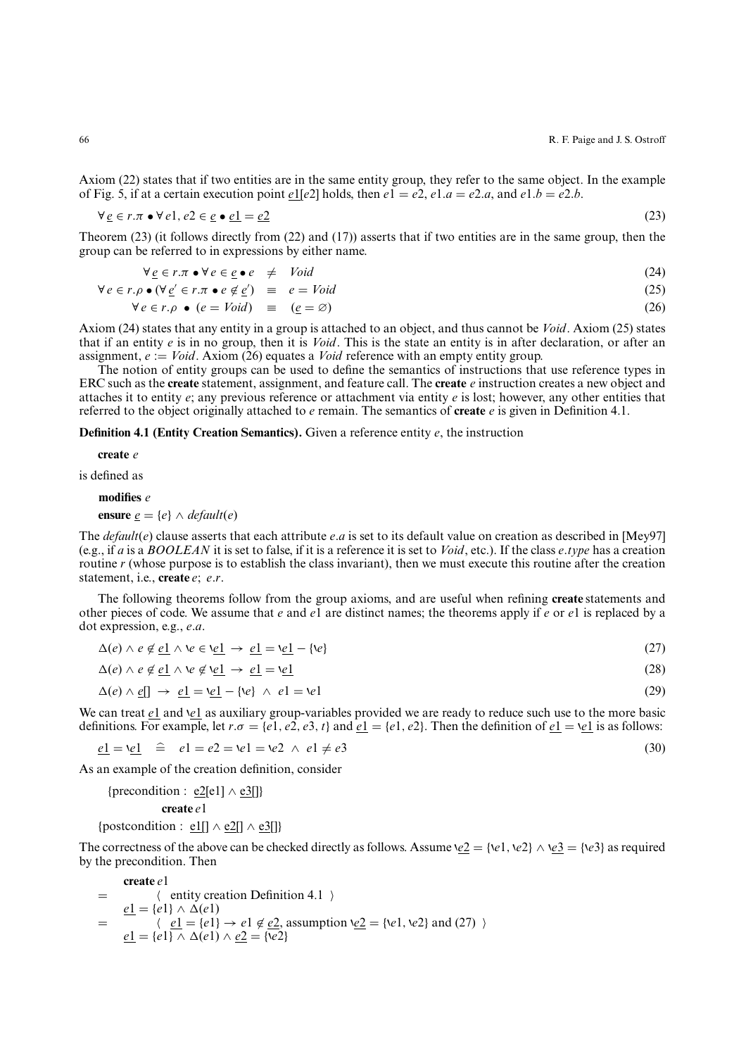Axiom (22) states that if two entities are in the same entity group, they refer to the same object. In the example of Fig. 5, if at a certain execution point $\underline{e1}[e2]$ holds, then $e1 = e2$, $e1.a = e2.a$, and $e1.b = e2.b$.

$$\forall \underline{e} \in r.\pi \bullet \forall e1, e2 \in \underline{e} \bullet \underline{e1} = \underline{e2} \tag{23}$$

Theorem (23) (it follows directly from (22) and (17)) asserts that if two entities are in the same group, then the group can be referred to in expressions by either name.

$$\forall \underline{e} \in r.\pi \bullet \forall e \in \underline{e} \bullet e \quad \neq \quad Void \tag{24}$$

$$\forall e \in r.\rho \bullet (\forall \underline{e'} \in r.\pi \bullet e \notin \underline{e'}) \quad \equiv \quad e = Void \tag{25}$$

$$\forall e \in r.\rho \;\bullet\; (e = Void) \quad \equiv \quad (\underline{e} = \varnothing) \tag{26}$$

Axiom (24) states that any entity in a group is attached to an object, and thus cannot be *Void*. Axiom (25) states that if an entity $e$ is in no group, then it is *Void*. This is the state an entity is in after declaration, or after an assignment, $e := Void$. Axiom (26) equates a *Void* reference with an empty entity group.

The notion of entity groups can be used to define the semantics of instructions that use reference types in ERC such as the **create** statement, assignment, and feature call. The **create** $e$ instruction creates a new object and attaches it to entity $e$; any previous reference or attachment via entity $e$ is lost; however, any other entities that referred to the object originally attached to $e$ remain. The semantics of **create** $e$ is given in Definition 4.1.

**Definition 4.1 (Entity Creation Semantics).** Given a reference entity $e$, the instruction

**create** $e$

is defined as

**modifies** $e$

**ensure** $\underline{e} = \{e\} \wedge default(e)$

The $default(e)$ clause asserts that each attribute $e.a$ is set to its default value on creation as described in [Mey97] (e.g., if $a$ is a *BOOLEAN* it is set to false, if it is a reference it is set to *Void*, etc.). If the class $e.type$ has a creation routine $r$ (whose purpose is to establish the class invariant), then we must execute this routine after the creation statement, i.e., **create** $e$; $e.r$.

The following theorems follow from the group axioms, and are useful when refining **create** statements and other pieces of code. We assume that $e$ and $e1$ are distinct names; the theorems apply if $e$ or $e1$ is replaced by a dot expression, e.g., $e.a$.

$$\Delta(e) \wedge e \notin \underline{e1} \wedge \backslash e \in \backslash\underline{e1} \;\rightarrow\; \underline{e1} = \backslash\underline{e1} - \{\backslash e\} \tag{27}$$

$$\Delta(e) \wedge e \notin \underline{e1} \wedge \backslash e \notin \backslash\underline{e1} \;\rightarrow\; \underline{e1} = \backslash\underline{e1} \tag{28}$$

$$\Delta(e) \wedge \underline{e}[] \;\rightarrow\; \underline{e1} = \backslash\underline{e1} - \{\backslash e\} \;\wedge\; e1 = \backslash e1 \tag{29}$$

We can treat $\underline{e1}$ and $\backslash\underline{e1}$ as auxiliary group-variables provided we are ready to reduce such use to the more basic definitions. For example, let $r.\sigma = \{e1, e2, e3, t\}$ and $\underline{e1} = \{e1, e2\}$. Then the definition of $\underline{e1} = \backslash\underline{e1}$ is as follows:

$$\underline{e1} = \backslash\underline{e1} \quad \widehat{=} \quad e1 = e2 = \backslash e1 = \backslash e2 \;\wedge\; e1 \neq e3 \tag{30}$$

As an example of the creation definition, consider

{precondition : $\underline{e2}[e1] \wedge \underline{e3}[]$}

**create** $e1$

{postcondition : $\underline{e1}[] \wedge \underline{e2}[] \wedge \underline{e3}[]$}

The correctness of the above can be checked directly as follows. Assume $\backslash\underline{e2} = \{\backslash e1, \backslash e2\} \wedge \backslash\underline{e3} = \{\backslash e3\}$ as required by the precondition. Then

**create** $e1$

$=$ $\quad\langle$ entity creation Definition 4.1 $\rangle$

$\underline{e1} = \{e1\} \wedge \Delta(e1)$

$=$ $\quad\langle$ $\underline{e1} = \{e1\} \rightarrow e1 \notin \underline{e2}$, assumption $\backslash\underline{e2} = \{\backslash e1, \backslash e2\}$ and (27) $\rangle$

$\underline{e1} = \{e1\} \wedge \Delta(e1) \wedge \underline{e2} = \{\backslash e2\}$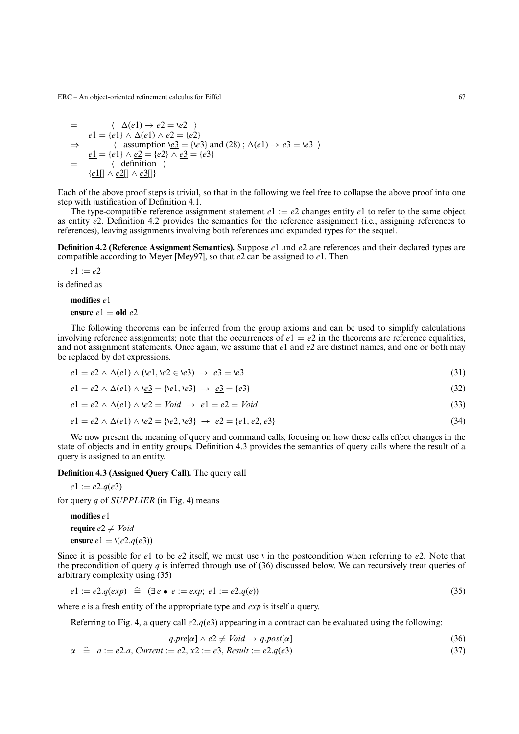$$
\begin{array}{ll}
= & \langle\ \Delta(e1) \rightarrow e2 = \backslash e2\ \rangle \\
& \underline{e1} = \{e1\} \wedge \Delta(e1) \wedge \underline{e2} = \{e2\} \\
\Rightarrow & \langle\ \text{assumption } \backslash\underline{e3} = \{\backslash e3\} \text{ and } (28)\ ;\ \Delta(e1) \rightarrow e3 = \backslash e3\ \rangle \\
& \underline{e1} = \{e1\} \wedge \underline{e2} = \{e2\} \wedge \underline{e3} = \{e3\} \\
= & \langle\ \text{definition}\ \rangle \\
& \{\underline{e1}[] \wedge \underline{e2}[] \wedge \underline{e3}[]\}
\end{array}
$$

Each of the above proof steps is trivial, so that in the following we feel free to collapse the above proof into one step with justification of Definition 4.1.

The type-compatible reference assignment statement $e1 := e2$ changes entity $e1$ to refer to the same object as entity $e2$. Definition 4.2 provides the semantics for the reference assignment (i.e., assigning references to references), leaving assignments involving both references and expanded types for the sequel.

**Definition 4.2 (Reference Assignment Semantics).** Suppose $e1$ and $e2$ are references and their declared types are compatible according to Meyer [Mey97], so that $e2$ can be assigned to $e1$. Then

$e1 := e2$

is defined as

**modifies** $e1$

**ensure** $e1 =$ **old** $e2$

The following theorems can be inferred from the group axioms and can be used to simplify calculations involving reference assignments; note that the occurrences of $e1 = e2$ in the theorems are reference equalities, and not assignment statements. Once again, we assume that $e1$ and $e2$ are distinct names, and one or both may be replaced by dot expressions.

$$e1 = e2 \wedge \Delta(e1) \wedge (\backslash e1, \backslash e2 \in \backslash\underline{e3}) \ \rightarrow\ \underline{e3} = \backslash\underline{e3} \tag{31}$$

$$e1 = e2 \wedge \Delta(e1) \wedge \backslash\underline{e3} = \{\backslash e1, \backslash e3\} \ \rightarrow\ \underline{e3} = \{e3\} \tag{32}$$

$$e1 = e2 \wedge \Delta(e1) \wedge \backslash e2 = Void \ \rightarrow\ e1 = e2 = Void \tag{33}$$

$$e1 = e2 \wedge \Delta(e1) \wedge \backslash\underline{e2} = \{\backslash e2, \backslash e3\} \ \rightarrow\ \underline{e2} = \{e1, e2, e3\} \tag{34}$$

We now present the meaning of query and command calls, focusing on how these calls effect changes in the state of objects and in entity groups. Definition 4.3 provides the semantics of query calls where the result of a query is assigned to an entity.

**Definition 4.3 (Assigned Query Call).** The query call

$e1 := e2.q(e3)$

for query $q$ of *SUPPLIER* (in Fig. 4) means

**modifies** $e1$

**require** $e2 \neq Void$

**ensure** $e1 = \backslash(e2.q(e3))$

Since it is possible for $e1$ to be $e2$ itself, we must use $\backslash$ in the postcondition when referring to $e2$. Note that the precondition of query $q$ is inferred through use of (36) discussed below. We can recursively treat queries of arbitrary complexity using (35)

$$e1 := e2.q(exp) \ \mathrel{\widehat{=}}\ (\exists\, e \bullet e := exp;\ e1 := e2.q(e)) \tag{35}$$

where $e$ is a fresh entity of the appropriate type and $exp$ is itself a query.

Referring to Fig. 4, a query call $e2.q(e3)$ appearing in a contract can be evaluated using the following:

$$q.pre[\alpha] \wedge e2 \neq Void \rightarrow q.post[\alpha] \tag{36}$$

$$\alpha \ \mathrel{\widehat{=}}\ a := e2.a,\ Current := e2,\ x2 := e3,\ Result := e2.q(e3) \tag{37}$$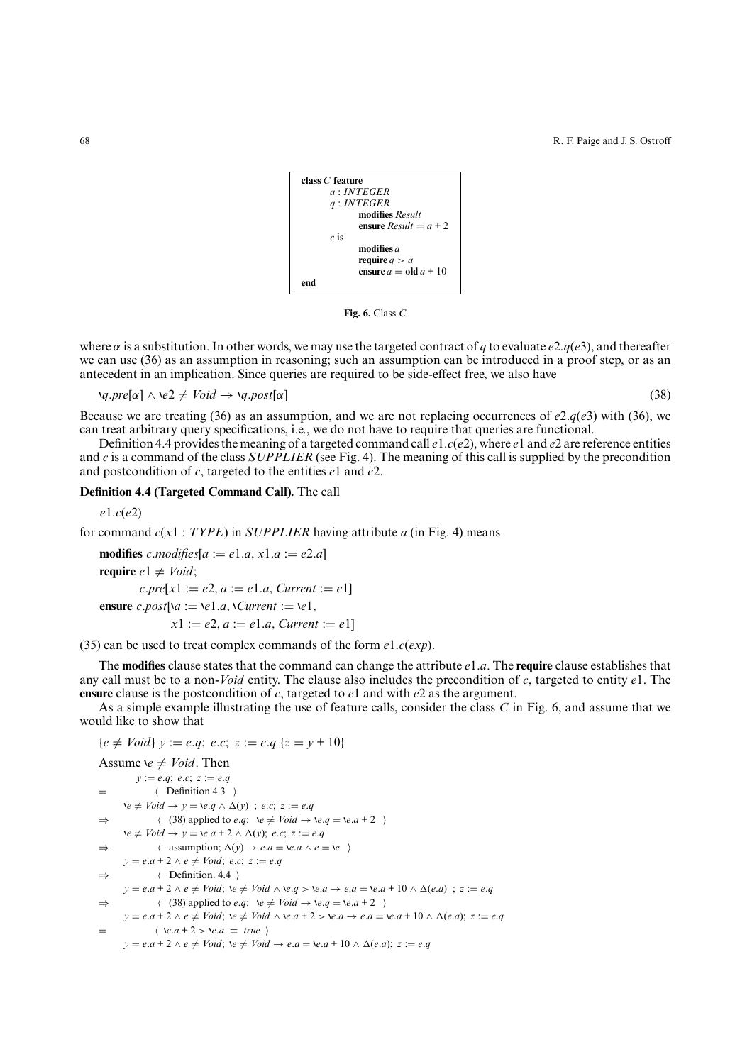```
class C feature
        a : INTEGER
        q : INTEGER
                modifies Result
                ensure Result = a + 2
        c is
                modifies a
                require q > a
                ensure a = old a + 10
end
```

**Fig. 6.** Class $C$

where $\alpha$ is a substitution. In other words, we may use the targeted contract of $q$ to evaluate $e2.q(e3)$, and thereafter we can use (36) as an assumption in reasoning; such an assumption can be introduced in a proof step, or as an antecedent in an implication. Since queries are required to be side-effect free, we also have

$$\backslash q.pre[\alpha] \wedge \backslash e2 \neq \mathit{Void} \rightarrow \backslash q.post[\alpha] \tag{38}$$

Because we are treating (36) as an assumption, and we are not replacing occurrences of $e2.q(e3)$ with (36), we can treat arbitrary query specifications, i.e., we do not have to require that queries are functional.

Definition 4.4 provides the meaning of a targeted command call $e1.c(e2)$, where $e1$ and $e2$ are reference entities and $c$ is a command of the class *SUPPLIER* (see Fig. 4). The meaning of this call is supplied by the precondition and postcondition of $c$, targeted to the entities $e1$ and $e2$.

**Definition 4.4 (Targeted Command Call).** The call

$e1.c(e2)$

for command $c(x1 : \mathit{TYPE})$ in *SUPPLIER* having attribute $a$ (in Fig. 4) means

**modifies** $c.\mathit{modifies}[a := e1.a,\ x1.a := e2.a]$

**require** $e1 \neq \mathit{Void}$;

$\quad c.pre[x1 := e2,\ a := e1.a,\ \mathit{Current} := e1]$

**ensure** $c.post[\backslash a := \backslash e1.a,\ \backslash \mathit{Current} := \backslash e1,$

$\quad x1 := e2,\ a := e1.a,\ \mathit{Current} := e1]$

(35) can be used to treat complex commands of the form $e1.c(exp)$.

The **modifies** clause states that the command can change the attribute $e1.a$. The **require** clause establishes that any call must be to a non-*Void* entity. The clause also includes the precondition of $c$, targeted to entity $e1$. The **ensure** clause is the postcondition of $c$, targeted to $e1$ and with $e2$ as the argument.

As a simple example illustrating the use of feature calls, consider the class $C$ in Fig. 6, and assume that we would like to show that

$$\{e \neq \mathit{Void}\}\ y := e.q;\ e.c;\ z := e.q\ \{z = y + 10\}$$

Assume $\backslash e \neq \mathit{Void}$. Then

$$
\begin{aligned}
& y := e.q;\ e.c;\ z := e.q \\
= \quad & \langle \text{ Definition 4.3 } \rangle \\
& \backslash e \neq \mathit{Void} \rightarrow y = \backslash e.q \wedge \Delta(y)\ ;\ e.c;\ z := e.q \\
\Rightarrow \quad & \langle \text{ (38) applied to } e.q\text{:}\ \ \backslash e \neq \mathit{Void} \rightarrow \backslash e.q = \backslash e.a + 2 \ \rangle \\
& \backslash e \neq \mathit{Void} \rightarrow y = \backslash e.a + 2 \wedge \Delta(y);\ e.c;\ z := e.q \\
\Rightarrow \quad & \langle \text{ assumption; } \Delta(y) \rightarrow e.a = \backslash e.a \wedge e = \backslash e \ \rangle \\
& y = e.a + 2 \wedge e \neq \mathit{Void};\ e.c;\ z := e.q \\
\Rightarrow \quad & \langle \text{ Definition. 4.4 } \rangle \\
& y = e.a + 2 \wedge e \neq \mathit{Void};\ \backslash e \neq \mathit{Void} \wedge \backslash e.q > \backslash e.a \rightarrow e.a = \backslash e.a + 10 \wedge \Delta(e.a)\ ;\ z := e.q \\
\Rightarrow \quad & \langle \text{ (38) applied to } e.q\text{:}\ \ \backslash e \neq \mathit{Void} \rightarrow \backslash e.q = \backslash e.a + 2 \ \rangle \\
& y = e.a + 2 \wedge e \neq \mathit{Void};\ \backslash e \neq \mathit{Void} \wedge \backslash e.a + 2 > \backslash e.a \rightarrow e.a = \backslash e.a + 10 \wedge \Delta(e.a);\ z := e.q \\
= \quad & \langle\ \backslash e.a + 2 > \backslash e.a \ \equiv\ \mathit{true}\ \rangle \\
& y = e.a + 2 \wedge e \neq \mathit{Void};\ \backslash e \neq \mathit{Void} \rightarrow e.a = \backslash e.a + 10 \wedge \Delta(e.a);\ z := e.q
\end{aligned}
$$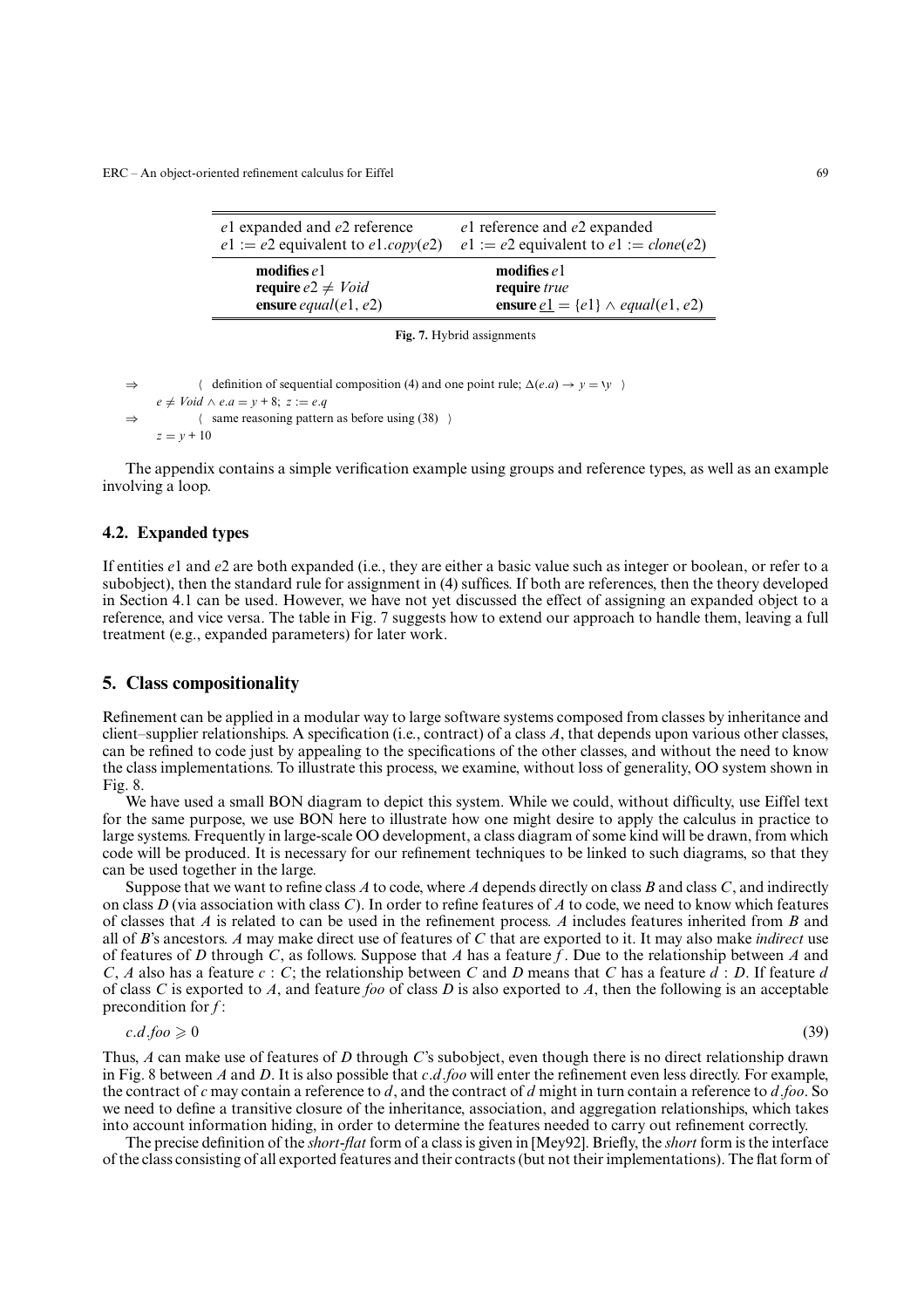| $e1$ expanded and $e2$ reference<br>$e1 := e2$ equivalent to $e1.copy(e2)$ | $e1$ reference and $e2$ expanded<br>$e1 := e2$ equivalent to $e1 := clone(e2)$ |
|---|---|
| **modifies** $e1$<br>**require** $e2 \neq Void$<br>**ensure** $equal(e1, e2)$ | **modifies** $e1$<br>**require** $true$<br>**ensure** $\underline{e1} = \{e1\} \wedge equal(e1, e2)$ |

**Fig. 7.** Hybrid assignments

$\Rightarrow$ $\langle$ definition of sequential composition (4) and one point rule; $\Delta(e.a) \rightarrow y = \backslash y$ $\rangle$

$e \neq Void \wedge e.a = y + 8;\ z := e.q$

$\Rightarrow$ $\langle$ same reasoning pattern as before using (38) $\rangle$

$z = y + 10$

The appendix contains a simple verification example using groups and reference types, as well as an example involving a loop.

### 4.2. Expanded types

If entities $e1$ and $e2$ are both expanded (i.e., they are either a basic value such as integer or boolean, or refer to a subobject), then the standard rule for assignment in (4) suffices. If both are references, then the theory developed in Section 4.1 can be used. However, we have not yet discussed the effect of assigning an expanded object to a reference, and vice versa. The table in Fig. 7 suggests how to extend our approach to handle them, leaving a full treatment (e.g., expanded parameters) for later work.

## 5. Class compositionality

Refinement can be applied in a modular way to large software systems composed from classes by inheritance and client–supplier relationships. A specification (i.e., contract) of a class $A$, that depends upon various other classes, can be refined to code just by appealing to the specifications of the other classes, and without the need to know the class implementations. To illustrate this process, we examine, without loss of generality, OO system shown in Fig. 8.

We have used a small BON diagram to depict this system. While we could, without difficulty, use Eiffel text for the same purpose, we use BON here to illustrate how one might desire to apply the calculus in practice to large systems. Frequently in large-scale OO development, a class diagram of some kind will be drawn, from which code will be produced. It is necessary for our refinement techniques to be linked to such diagrams, so that they can be used together in the large.

Suppose that we want to refine class $A$ to code, where $A$ depends directly on class $B$ and class $C$, and indirectly on class $D$ (via association with class $C$). In order to refine features of $A$ to code, we need to know which features of classes that $A$ is related to can be used in the refinement process. $A$ includes features inherited from $B$ and all of $B$'s ancestors. $A$ may make direct use of features of $C$ that are exported to it. It may also make *indirect* use of features of $D$ through $C$, as follows. Suppose that $A$ has a feature $f$. Due to the relationship between $A$ and $C$, $A$ also has a feature $c : C$; the relationship between $C$ and $D$ means that $C$ has a feature $d : D$. If feature $d$ of class $C$ is exported to $A$, and feature *foo* of class $D$ is also exported to $A$, then the following is an acceptable precondition for $f$:

$$c.d.foo \geqslant 0 \tag{39}$$

Thus, $A$ can make use of features of $D$ through $C$'s subobject, even though there is no direct relationship drawn in Fig. 8 between $A$ and $D$. It is also possible that $c.d.foo$ will enter the refinement even less directly. For example, the contract of $c$ may contain a reference to $d$, and the contract of $d$ might in turn contain a reference to $d.foo$. So we need to define a transitive closure of the inheritance, association, and aggregation relationships, which takes into account information hiding, in order to determine the features needed to carry out refinement correctly.

The precise definition of the *short-flat* form of a class is given in [Mey92]. Briefly, the *short* form is the interface of the class consisting of all exported features and their contracts (but not their implementations). The flat form of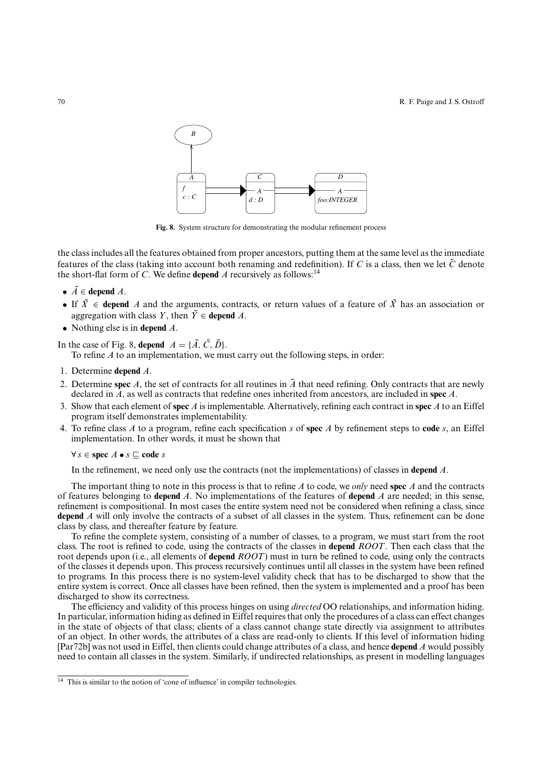B

A

f
c : C

C

A
d : D

D

A
foo:INTEGER

**Fig. 8.** System structure for demonstrating the modular refinement process

the class includes all the features obtained from proper ancestors, putting them at the same level as the immediate features of the class (taking into account both renaming and redefinition). If $C$ is a class, then we let $\bar{C}$ denote the short-flat form of $C$. We define **depend** $A$ recursively as follows:[14]

- $\bar{A} \in$ **depend** $A$.
- If $\bar{X} \in$ **depend** $A$ and the arguments, contracts, or return values of a feature of $\bar{X}$ has an association or aggregation with class $Y$, then $\bar{Y} \in$ **depend** $A$.
- Nothing else is in **depend** $A$.

In the case of Fig. 8, **depend** $A = \{\bar{A}, \bar{C}, \bar{D}\}$.

To refine $A$ to an implementation, we must carry out the following steps, in order:

1. Determine **depend** $A$.
2. Determine **spec** $A$, the set of contracts for all routines in $\bar{A}$ that need refining. Only contracts that are newly declared in $A$, as well as contracts that redefine ones inherited from ancestors, are included in **spec** $A$.
3. Show that each element of **spec** $A$ is implementable. Alternatively, refining each contract in **spec** $A$ to an Eiffel program itself demonstrates implementability.
4. To refine class $A$ to a program, refine each specification $s$ of **spec** $A$ by refinement steps to **code** $s$, an Eiffel implementation. In other words, it must be shown that

   $\forall s \in$ **spec** $A \bullet s \sqsubseteq$ **code** $s$

   In the refinement, we need only use the contracts (not the implementations) of classes in **depend** $A$.

The important thing to note in this process is that to refine $A$ to code, we *only* need **spec** $A$ and the contracts of features belonging to **depend** $A$. No implementations of the features of **depend** $A$ are needed; in this sense, refinement is compositional. In most cases the entire system need not be considered when refining a class, since **depend** $A$ will only involve the contracts of a subset of all classes in the system. Thus, refinement can be done class by class, and thereafter feature by feature.

To refine the complete system, consisting of a number of classes, to a program, we must start from the root class. The root is refined to code, using the contracts of the classes in **depend** $ROOT$. Then each class that the root depends upon (i.e., all elements of **depend** $ROOT$) must in turn be refined to code, using only the contracts of the classes it depends upon. This process recursively continues until all classes in the system have been refined to programs. In this process there is no system-level validity check that has to be discharged to show that the entire system is correct. Once all classes have been refined, then the system is implemented and a proof has been discharged to show its correctness.

The efficiency and validity of this process hinges on using *directed* OO relationships, and information hiding. In particular, information hiding as defined in Eiffel requires that only the procedures of a class can effect changes in the state of objects of that class; clients of a class cannot change state directly via assignment to attributes of an object. In other words, the attributes of a class are read-only to clients. If this level of information hiding [Par72b] was not used in Eiffel, then clients could change attributes of a class, and hence **depend** $A$ would possibly need to contain all classes in the system. Similarly, if undirected relationships, as present in modelling languages

[14] This is similar to the notion of 'cone of influence' in compiler technologies.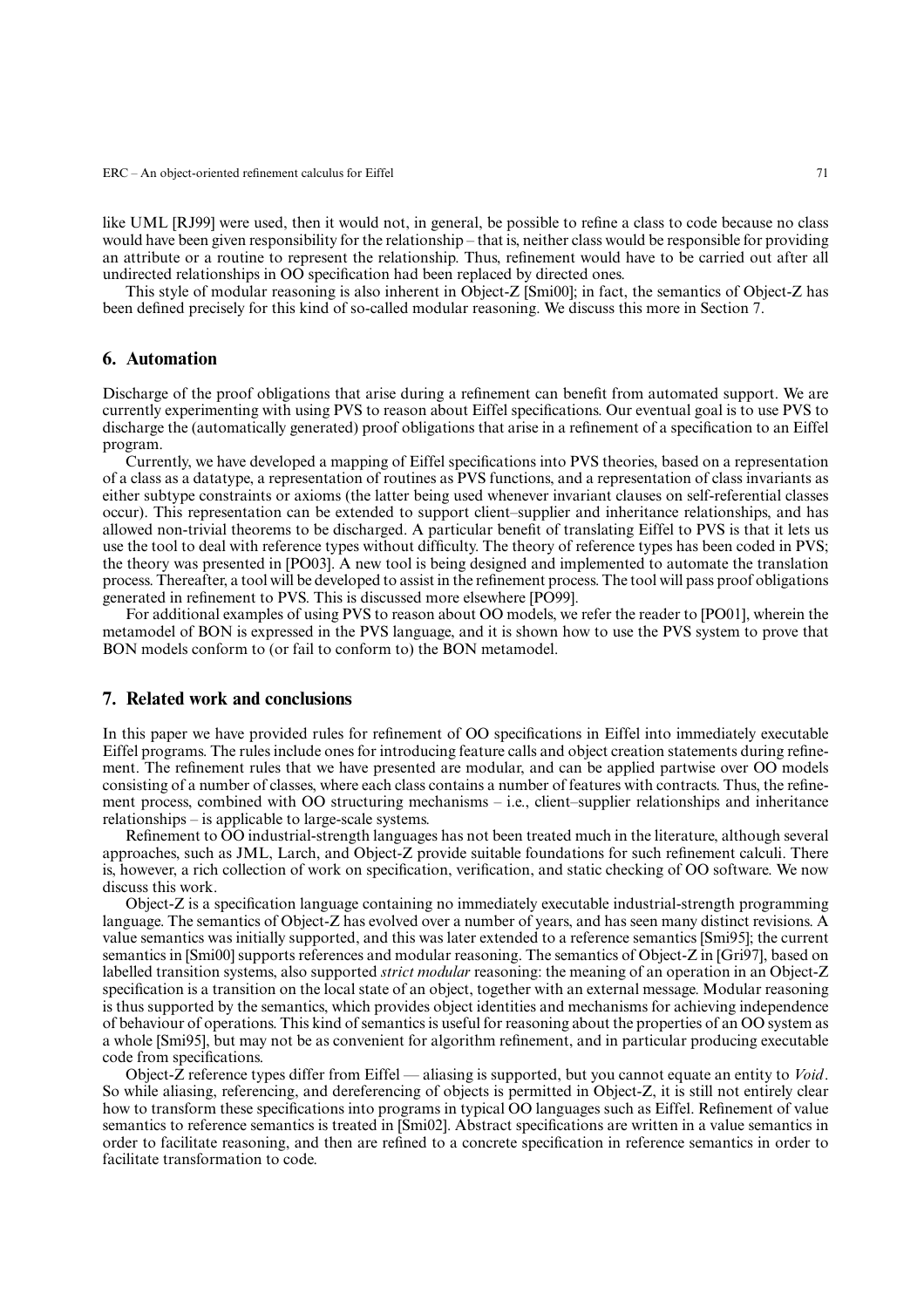like UML [RJ99] were used, then it would not, in general, be possible to refine a class to code because no class would have been given responsibility for the relationship – that is, neither class would be responsible for providing an attribute or a routine to represent the relationship. Thus, refinement would have to be carried out after all undirected relationships in OO specification had been replaced by directed ones.

This style of modular reasoning is also inherent in Object-Z [Smi00]; in fact, the semantics of Object-Z has been defined precisely for this kind of so-called modular reasoning. We discuss this more in Section 7.

## 6. Automation

Discharge of the proof obligations that arise during a refinement can benefit from automated support. We are currently experimenting with using PVS to reason about Eiffel specifications. Our eventual goal is to use PVS to discharge the (automatically generated) proof obligations that arise in a refinement of a specification to an Eiffel program.

Currently, we have developed a mapping of Eiffel specifications into PVS theories, based on a representation of a class as a datatype, a representation of routines as PVS functions, and a representation of class invariants as either subtype constraints or axioms (the latter being used whenever invariant clauses on self-referential classes occur). This representation can be extended to support client–supplier and inheritance relationships, and has allowed non-trivial theorems to be discharged. A particular benefit of translating Eiffel to PVS is that it lets us use the tool to deal with reference types without difficulty. The theory of reference types has been coded in PVS; the theory was presented in [PO03]. A new tool is being designed and implemented to automate the translation process. Thereafter, a tool will be developed to assist in the refinement process. The tool will pass proof obligations generated in refinement to PVS. This is discussed more elsewhere [PO99].

For additional examples of using PVS to reason about OO models, we refer the reader to [PO01], wherein the metamodel of BON is expressed in the PVS language, and it is shown how to use the PVS system to prove that BON models conform to (or fail to conform to) the BON metamodel.

## 7. Related work and conclusions

In this paper we have provided rules for refinement of OO specifications in Eiffel into immediately executable Eiffel programs. The rules include ones for introducing feature calls and object creation statements during refinement. The refinement rules that we have presented are modular, and can be applied partwise over OO models consisting of a number of classes, where each class contains a number of features with contracts. Thus, the refinement process, combined with OO structuring mechanisms – i.e., client–supplier relationships and inheritance relationships – is applicable to large-scale systems.

Refinement to OO industrial-strength languages has not been treated much in the literature, although several approaches, such as JML, Larch, and Object-Z provide suitable foundations for such refinement calculi. There is, however, a rich collection of work on specification, verification, and static checking of OO software. We now discuss this work.

Object-Z is a specification language containing no immediately executable industrial-strength programming language. The semantics of Object-Z has evolved over a number of years, and has seen many distinct revisions. A value semantics was initially supported, and this was later extended to a reference semantics [Smi95]; the current semantics in [Smi00] supports references and modular reasoning. The semantics of Object-Z in [Gri97], based on labelled transition systems, also supported *strict modular* reasoning: the meaning of an operation in an Object-Z specification is a transition on the local state of an object, together with an external message. Modular reasoning is thus supported by the semantics, which provides object identities and mechanisms for achieving independence of behaviour of operations. This kind of semantics is useful for reasoning about the properties of an OO system as a whole [Smi95], but may not be as convenient for algorithm refinement, and in particular producing executable code from specifications.

Object-Z reference types differ from Eiffel — aliasing is supported, but you cannot equate an entity to *Void*. So while aliasing, referencing, and dereferencing of objects is permitted in Object-Z, it is still not entirely clear how to transform these specifications into programs in typical OO languages such as Eiffel. Refinement of value semantics to reference semantics is treated in [Smi02]. Abstract specifications are written in a value semantics in order to facilitate reasoning, and then are refined to a concrete specification in reference semantics in order to facilitate transformation to code.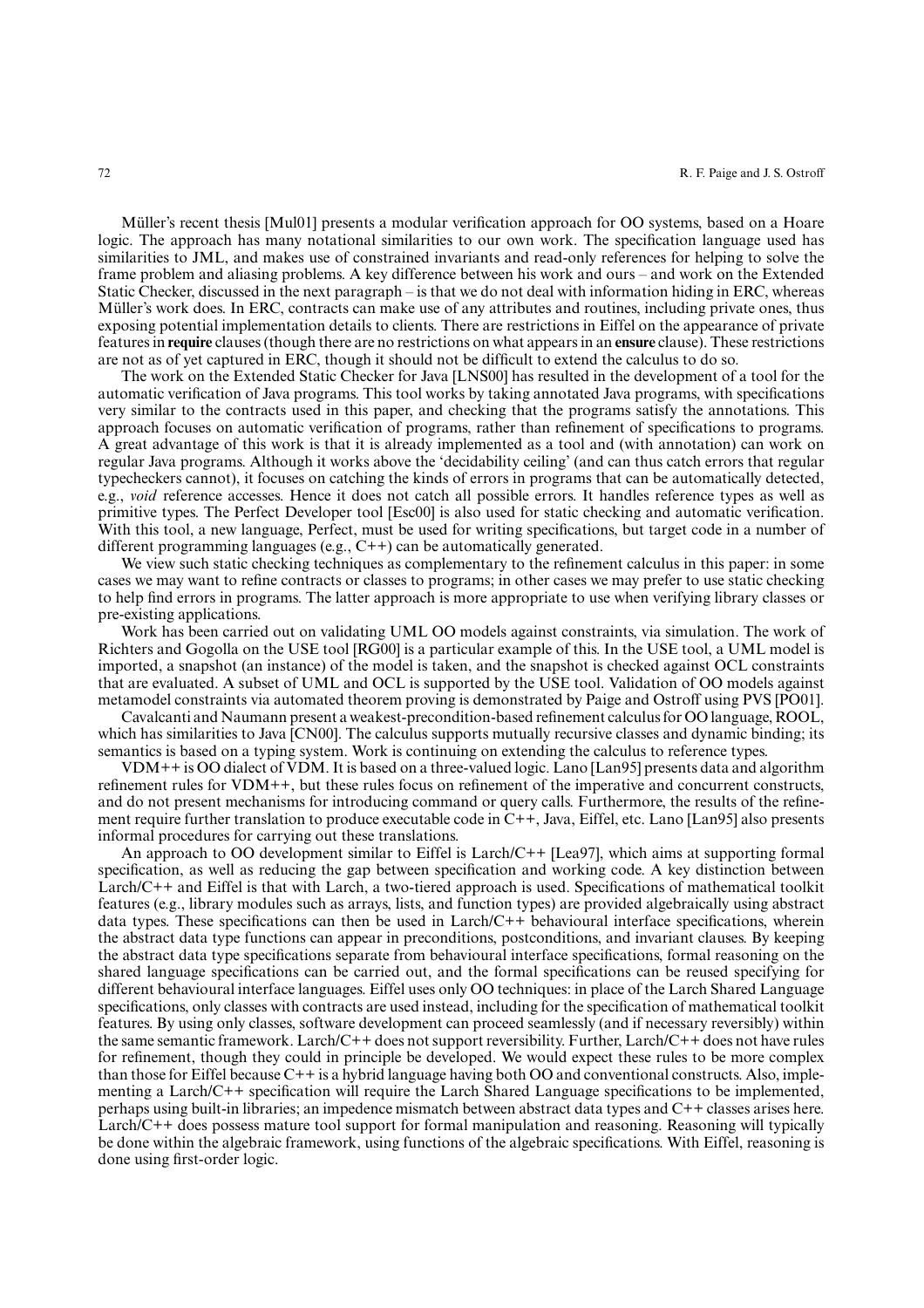Müller's recent thesis [Mul01] presents a modular verification approach for OO systems, based on a Hoare logic. The approach has many notational similarities to our own work. The specification language used has similarities to JML, and makes use of constrained invariants and read-only references for helping to solve the frame problem and aliasing problems. A key difference between his work and ours – and work on the Extended Static Checker, discussed in the next paragraph – is that we do not deal with information hiding in ERC, whereas Müller's work does. In ERC, contracts can make use of any attributes and routines, including private ones, thus exposing potential implementation details to clients. There are restrictions in Eiffel on the appearance of private features in **require** clauses (though there are no restrictions on what appears in an **ensure** clause). These restrictions are not as of yet captured in ERC, though it should not be difficult to extend the calculus to do so.

The work on the Extended Static Checker for Java [LNS00] has resulted in the development of a tool for the automatic verification of Java programs. This tool works by taking annotated Java programs, with specifications very similar to the contracts used in this paper, and checking that the programs satisfy the annotations. This approach focuses on automatic verification of programs, rather than refinement of specifications to programs. A great advantage of this work is that it is already implemented as a tool and (with annotation) can work on regular Java programs. Although it works above the 'decidability ceiling' (and can thus catch errors that regular typecheckers cannot), it focuses on catching the kinds of errors in programs that can be automatically detected, e.g., *void* reference accesses. Hence it does not catch all possible errors. It handles reference types as well as primitive types. The Perfect Developer tool [Esc00] is also used for static checking and automatic verification. With this tool, a new language, Perfect, must be used for writing specifications, but target code in a number of different programming languages (e.g., C++) can be automatically generated.

We view such static checking techniques as complementary to the refinement calculus in this paper: in some cases we may want to refine contracts or classes to programs; in other cases we may prefer to use static checking to help find errors in programs. The latter approach is more appropriate to use when verifying library classes or pre-existing applications.

Work has been carried out on validating UML OO models against constraints, via simulation. The work of Richters and Gogolla on the USE tool [RG00] is a particular example of this. In the USE tool, a UML model is imported, a snapshot (an instance) of the model is taken, and the snapshot is checked against OCL constraints that are evaluated. A subset of UML and OCL is supported by the USE tool. Validation of OO models against metamodel constraints via automated theorem proving is demonstrated by Paige and Ostroff using PVS [PO01].

Cavalcanti and Naumann present a weakest-precondition-based refinement calculus for OO language, ROOL, which has similarities to Java [CN00]. The calculus supports mutually recursive classes and dynamic binding; its semantics is based on a typing system. Work is continuing on extending the calculus to reference types.

VDM++ is OO dialect of VDM. It is based on a three-valued logic. Lano [Lan95] presents data and algorithm refinement rules for VDM++, but these rules focus on refinement of the imperative and concurrent constructs, and do not present mechanisms for introducing command or query calls. Furthermore, the results of the refinement require further translation to produce executable code in C++, Java, Eiffel, etc. Lano [Lan95] also presents informal procedures for carrying out these translations.

An approach to OO development similar to Eiffel is Larch/C++ [Lea97], which aims at supporting formal specification, as well as reducing the gap between specification and working code. A key distinction between Larch/C++ and Eiffel is that with Larch, a two-tiered approach is used. Specifications of mathematical toolkit features (e.g., library modules such as arrays, lists, and function types) are provided algebraically using abstract data types. These specifications can then be used in Larch/C++ behavioural interface specifications, wherein the abstract data type functions can appear in preconditions, postconditions, and invariant clauses. By keeping the abstract data type specifications separate from behavioural interface specifications, formal reasoning on the shared language specifications can be carried out, and the formal specifications can be reused specifying for different behavioural interface languages. Eiffel uses only OO techniques: in place of the Larch Shared Language specifications, only classes with contracts are used instead, including for the specification of mathematical toolkit features. By using only classes, software development can proceed seamlessly (and if necessary reversibly) within the same semantic framework. Larch/C++ does not support reversibility. Further, Larch/C++ does not have rules for refinement, though they could in principle be developed. We would expect these rules to be more complex than those for Eiffel because C++ is a hybrid language having both OO and conventional constructs. Also, implementing a Larch/C++ specification will require the Larch Shared Language specifications to be implemented, perhaps using built-in libraries; an impedence mismatch between abstract data types and C++ classes arises here. Larch/C++ does possess mature tool support for formal manipulation and reasoning. Reasoning will typically be done within the algebraic framework, using functions of the algebraic specifications. With Eiffel, reasoning is done using first-order logic.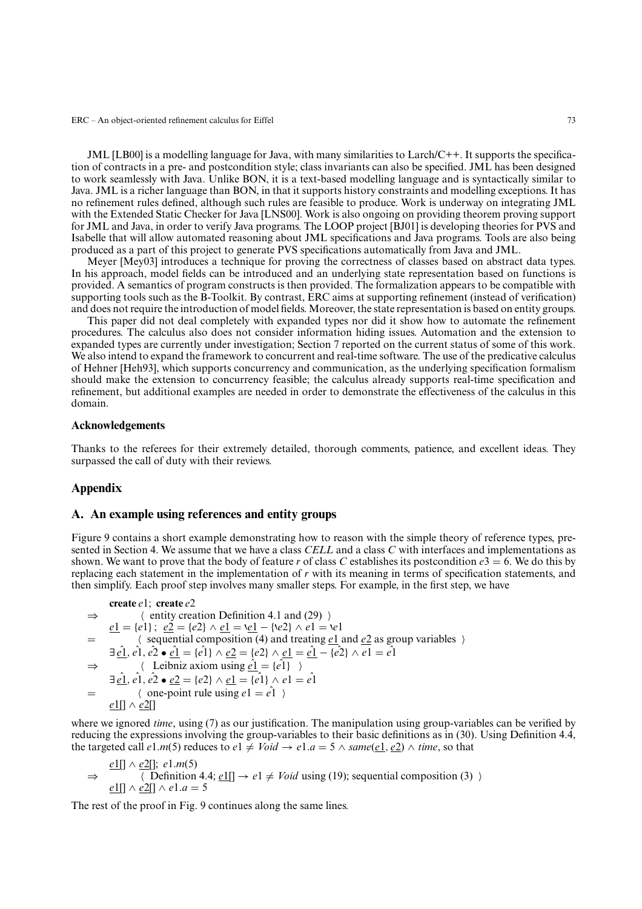JML [LB00] is a modelling language for Java, with many similarities to Larch/C++. It supports the specification of contracts in a pre- and postcondition style; class invariants can also be specified. JML has been designed to work seamlessly with Java. Unlike BON, it is a text-based modelling language and is syntactically similar to Java. JML is a richer language than BON, in that it supports history constraints and modelling exceptions. It has no refinement rules defined, although such rules are feasible to produce. Work is underway on integrating JML with the Extended Static Checker for Java [LNS00]. Work is also ongoing on providing theorem proving support for JML and Java, in order to verify Java programs. The LOOP project [BJ01] is developing theories for PVS and Isabelle that will allow automated reasoning about JML specifications and Java programs. Tools are also being produced as a part of this project to generate PVS specifications automatically from Java and JML.

Meyer [Mey03] introduces a technique for proving the correctness of classes based on abstract data types. In his approach, model fields can be introduced and an underlying state representation based on functions is provided. A semantics of program constructs is then provided. The formalization appears to be compatible with supporting tools such as the B-Toolkit. By contrast, ERC aims at supporting refinement (instead of verification) and does not require the introduction of model fields. Moreover, the state representation is based on entity groups.

This paper did not deal completely with expanded types nor did it show how to automate the refinement procedures. The calculus also does not consider information hiding issues. Automation and the extension to expanded types are currently under investigation; Section 7 reported on the current status of some of this work. We also intend to expand the framework to concurrent and real-time software. The use of the predicative calculus of Hehner [Heh93], which supports concurrency and communication, as the underlying specification formalism should make the extension to concurrency feasible; the calculus already supports real-time specification and refinement, but additional examples are needed in order to demonstrate the effectiveness of the calculus in this domain.

### Acknowledgements

Thanks to the referees for their extremely detailed, thorough comments, patience, and excellent ideas. They surpassed the call of duty with their reviews.

## Appendix

## A. An example using references and entity groups

Figure 9 contains a short example demonstrating how to reason with the simple theory of reference types, presented in Section 4. We assume that we have a class *CELL* and a class *C* with interfaces and implementations as shown. We want to prove that the body of feature *r* of class *C* establishes its postcondition $e3 = 6$. We do this by replacing each statement in the implementation of *r* with its meaning in terms of specification statements, and then simplify. Each proof step involves many smaller steps. For example, in the first step, we have

$$
\begin{array}{ll}
 & \textbf{create}\ e1;\ \textbf{create}\ e2 \\
\Rightarrow & \quad \langle \text{ entity creation Definition 4.1 and (29) } \rangle \\
 & \underline{e1} = \{e1\};\ \underline{e2} = \{e2\} \wedge \underline{e1} = \backslash\underline{e1} - \{\backslash e2\} \wedge e1 = \backslash e1 \\
= & \quad \langle \text{ sequential composition (4) and treating } \underline{e1} \text{ and } \underline{e2} \text{ as group variables } \rangle \\
 & \exists\, \hat{\underline{e1}}, \hat{e1}, \hat{e2} \bullet \hat{\underline{e1}} = \{\hat{e1}\} \wedge \underline{e2} = \{e2\} \wedge \underline{e1} = \hat{\underline{e1}} - \{\hat{e2}\} \wedge e1 = \hat{e1} \\
\Rightarrow & \quad \langle \text{ Leibniz axiom using } \hat{\underline{e1}} = \{\hat{e1}\} \ \rangle \\
 & \exists\, \hat{\underline{e1}}, \hat{e1}, \hat{e2} \bullet \underline{e2} = \{e2\} \wedge \underline{e1} = \{\hat{e1}\} \wedge e1 = \hat{e1} \\
= & \quad \langle \text{ one-point rule using } e1 = \hat{e1} \ \rangle \\
 & \underline{e1}[] \wedge \underline{e2}[]
\end{array}
$$

where we ignored *time*, using (7) as our justification. The manipulation using group-variables can be verified by reducing the expressions involving the group-variables to their basic definitions as in (30). Using Definition 4.4, the targeted call $e1.m(5)$ reduces to $e1 \neq Void \rightarrow e1.a = 5 \wedge same(\underline{e1}, \underline{e2}) \wedge time$, so that

$$
\begin{array}{ll}
 & \underline{e1}[] \wedge \underline{e2}[];\ e1.m(5) \\
\Rightarrow & \quad \langle \text{ Definition 4.4; } \underline{e1}[] \rightarrow e1 \neq Void \text{ using (19); sequential composition (3) } \rangle \\
 & \underline{e1}[] \wedge \underline{e2}[] \wedge e1.a = 5
\end{array}
$$

The rest of the proof in Fig. 9 continues along the same lines.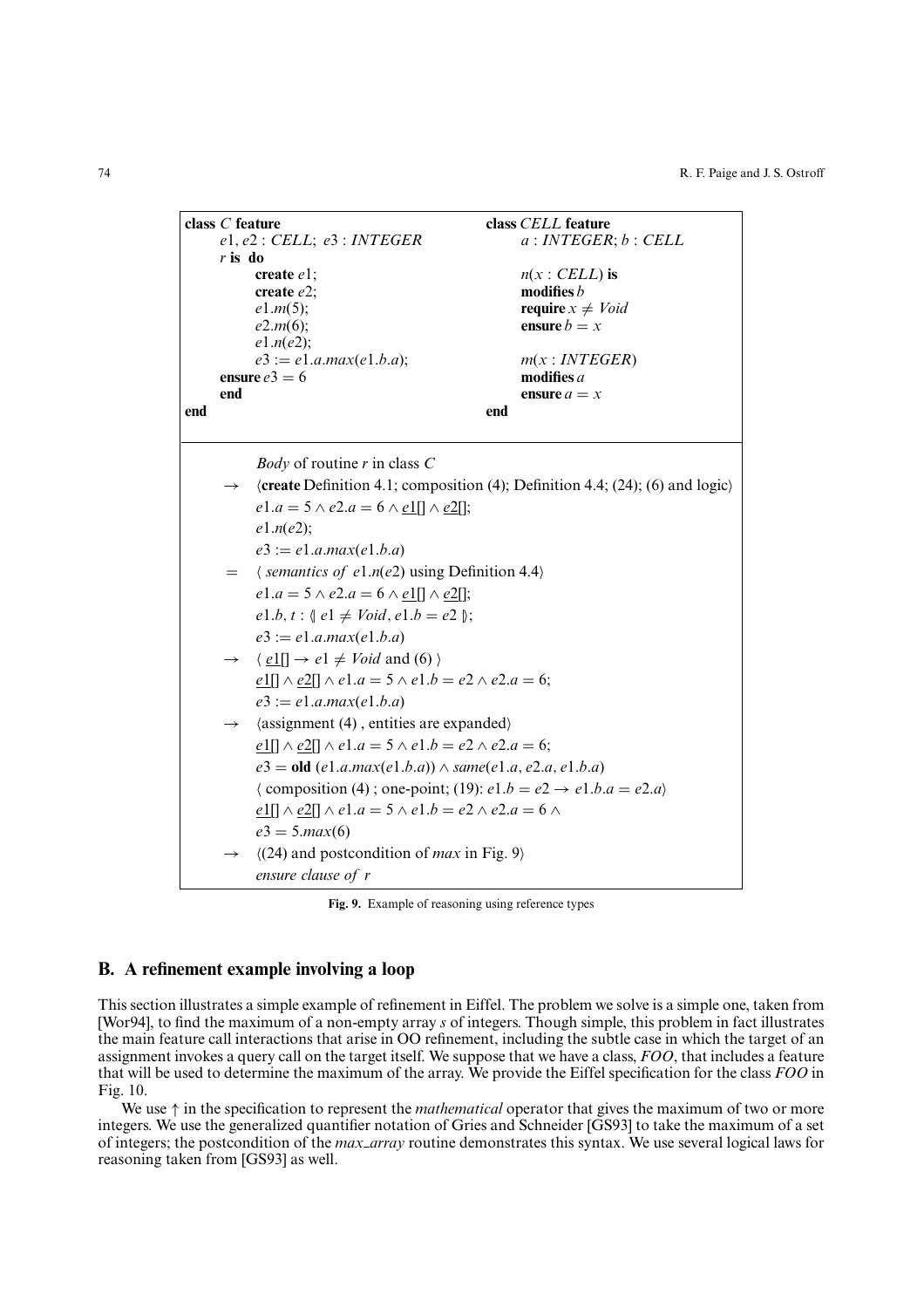```
class C feature                              class CELL feature
    e1, e2 : CELL; e3 : INTEGER                  a : INTEGER; b : CELL
    r is do
        create e1;                               n(x : CELL) is
        create e2;                               modifies b
        e1.m(5);                                 require x ≠ Void
        e2.m(6);                                 ensure b = x
        e1.n(e2);
        e3 := e1.a.max(e1.b.a);                  m(x : INTEGER)
    ensure e3 = 6                                modifies a
    end                                          ensure a = x
end                                          end
```

*Body* of routine $r$ in class $C$

$\rightarrow$ ⟨**create** Definition 4.1; composition (4); Definition 4.4; (24); (6) and logic⟩

$e1.a = 5 \wedge e2.a = 6 \wedge \underline{e1}[] \wedge \underline{e2}[]$;
$e1.n(e2)$;
$e3 := e1.a.max(e1.b.a)$

$=$ ⟨ *semantics of* $e1.n(e2)$ using Definition 4.4⟩

$e1.a = 5 \wedge e2.a = 6 \wedge \underline{e1}[] \wedge \underline{e2}[]$;
$e1.b, t : \llparenthesis\, e1 \neq Void, e1.b = e2 \,\rrparenthesis$;
$e3 := e1.a.max(e1.b.a)$

$\rightarrow$ ⟨ $\underline{e1}[] \rightarrow e1 \neq Void$ and (6) ⟩

$\underline{e1}[] \wedge \underline{e2}[] \wedge e1.a = 5 \wedge e1.b = e2 \wedge e2.a = 6$;
$e3 := e1.a.max(e1.b.a)$

$\rightarrow$ ⟨assignment (4) , entities are expanded⟩

$\underline{e1}[] \wedge \underline{e2}[] \wedge e1.a = 5 \wedge e1.b = e2 \wedge e2.a = 6$;
$e3 = \textbf{old}\ (e1.a.max(e1.b.a)) \wedge same(e1.a, e2.a, e1.b.a)$

⟨ composition (4) ; one-point; (19): $e1.b = e2 \rightarrow e1.b.a = e2.a$⟩

$\underline{e1}[] \wedge \underline{e2}[] \wedge e1.a = 5 \wedge e1.b = e2 \wedge e2.a = 6 \wedge$
$e3 = 5.max(6)$

$\rightarrow$ ⟨(24) and postcondition of *max* in Fig. 9⟩

*ensure clause of r*

**Fig. 9.** Example of reasoning using reference types

## B. A refinement example involving a loop

This section illustrates a simple example of refinement in Eiffel. The problem we solve is a simple one, taken from [Wor94], to find the maximum of a non-empty array $s$ of integers. Though simple, this problem in fact illustrates the main feature call interactions that arise in OO refinement, including the subtle case in which the target of an assignment invokes a query call on the target itself. We suppose that we have a class, *FOO*, that includes a feature that will be used to determine the maximum of the array. We provide the Eiffel specification for the class *FOO* in Fig. 10.

We use $\uparrow$ in the specification to represent the *mathematical* operator that gives the maximum of two or more integers. We use the generalized quantifier notation of Gries and Schneider [GS93] to take the maximum of a set of integers; the postcondition of the *max_array* routine demonstrates this syntax. We use several logical laws for reasoning taken from [GS93] as well.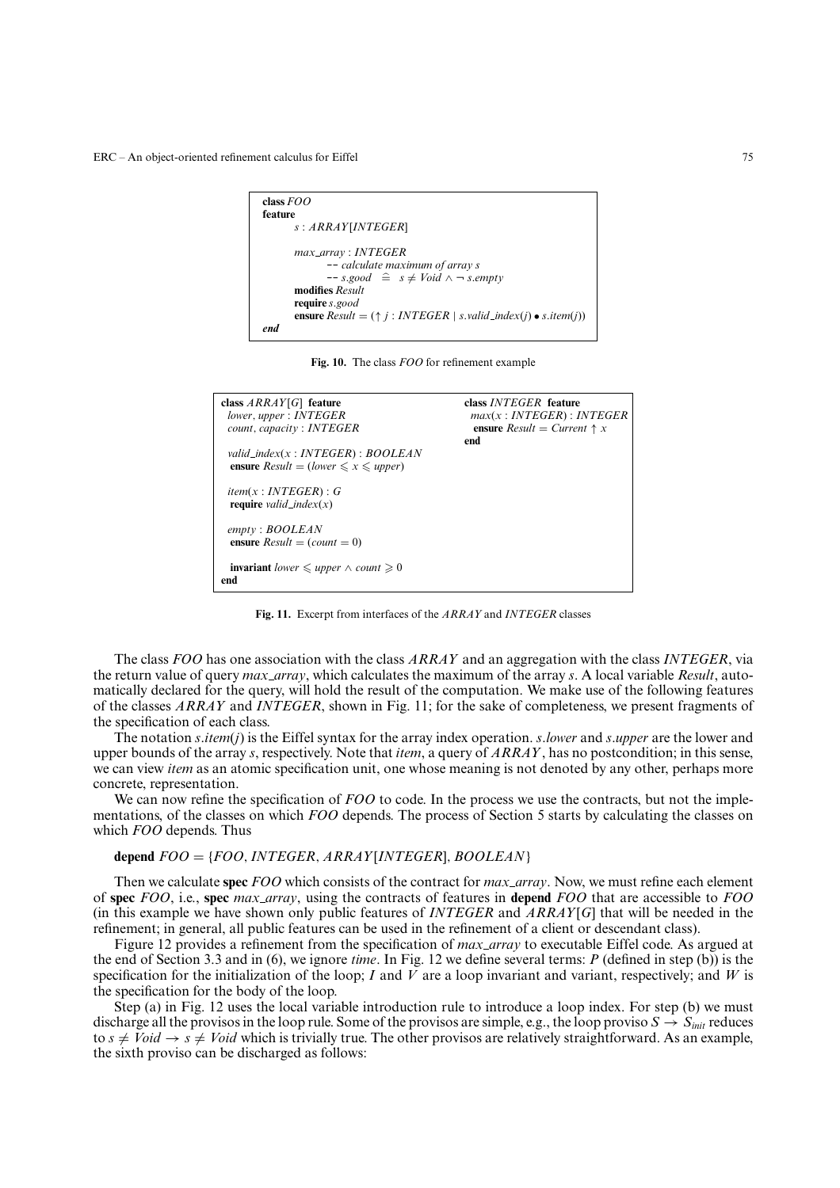```
class FOO
feature
        s : ARRAY[INTEGER]

        max_array : INTEGER
                -- calculate maximum of array s
                -- s.good  ≙  s ≠ Void ∧ ¬ s.empty
        modifies Result
        require s.good
        ensure Result = (↑ j : INTEGER | s.valid_index(j) • s.item(j))
end
```

**Fig. 10.** The class *FOO* for refinement example

```
class ARRAY[G] feature                          class INTEGER feature
  lower, upper : INTEGER                          max(x : INTEGER) : INTEGER
  count, capacity : INTEGER                         ensure Result = Current ↑ x
                                                end
  valid_index(x : INTEGER) : BOOLEAN
    ensure Result = (lower ⩽ x ⩽ upper)

  item(x : INTEGER) : G
    require valid_index(x)

  empty : BOOLEAN
    ensure Result = (count = 0)

  invariant lower ⩽ upper ∧ count ⩾ 0
end
```

**Fig. 11.** Excerpt from interfaces of the *ARRAY* and *INTEGER* classes

The class *FOO* has one association with the class *ARRAY* and an aggregation with the class *INTEGER*, via the return value of query *max_array*, which calculates the maximum of the array *s*. A local variable *Result*, automatically declared for the query, will hold the result of the computation. We make use of the following features of the classes *ARRAY* and *INTEGER*, shown in Fig. 11; for the sake of completeness, we present fragments of the specification of each class.

The notation *s.item*(*j*) is the Eiffel syntax for the array index operation. *s.lower* and *s.upper* are the lower and upper bounds of the array *s*, respectively. Note that *item*, a query of *ARRAY*, has no postcondition; in this sense, we can view *item* as an atomic specification unit, one whose meaning is not denoted by any other, perhaps more concrete, representation.

We can now refine the specification of *FOO* to code. In the process we use the contracts, but not the implementations, of the classes on which *FOO* depends. The process of Section 5 starts by calculating the classes on which *FOO* depends. Thus

**depend** *FOO* = {*FOO*, *INTEGER*, *ARRAY*[*INTEGER*], *BOOLEAN*}

Then we calculate **spec** *FOO* which consists of the contract for *max_array*. Now, we must refine each element of **spec** *FOO*, i.e., **spec** *max_array*, using the contracts of features in **depend** *FOO* that are accessible to *FOO* (in this example we have shown only public features of *INTEGER* and *ARRAY*[*G*] that will be needed in the refinement; in general, all public features can be used in the refinement of a client or descendant class).

Figure 12 provides a refinement from the specification of *max_array* to executable Eiffel code. As argued at the end of Section 3.3 and in (6), we ignore *time*. In Fig. 12 we define several terms: *P* (defined in step (b)) is the specification for the initialization of the loop; *I* and *V* are a loop invariant and variant, respectively; and *W* is the specification for the body of the loop.

Step (a) in Fig. 12 uses the local variable introduction rule to introduce a loop index. For step (b) we must discharge all the provisos in the loop rule. Some of the provisos are simple, e.g., the loop proviso $S \to S_{init}$ reduces to $s \neq Void \to s \neq Void$ which is trivially true. The other provisos are relatively straightforward. As an example, the sixth proviso can be discharged as follows: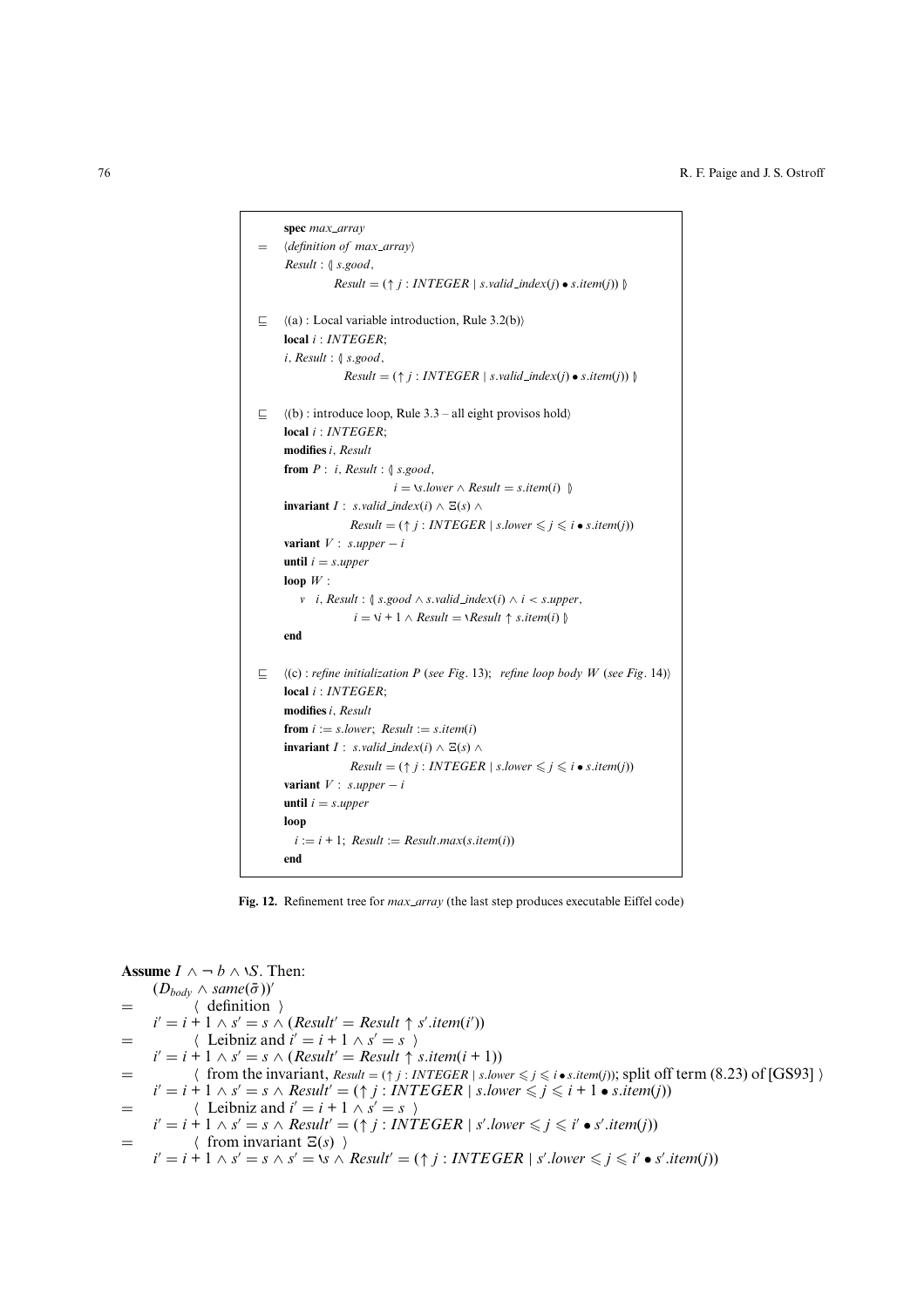**spec** *max_array*

$=$ ⟨*definition of max_array*⟩

$Result : \llparenthesis\ s.good,$
$\quad Result = (\uparrow j : INTEGER \mid s.valid\_index(j) \bullet s.item(j))\ \rrparenthesis$

$\sqsubseteq$ ⟨(a) : Local variable introduction, Rule 3.2(b)⟩

**local** $i : INTEGER$;
$i, Result : \llparenthesis\ s.good,$
$\quad Result = (\uparrow j : INTEGER \mid s.valid\_index(j) \bullet s.item(j))\ \rrparenthesis$

$\sqsubseteq$ ⟨(b) : introduce loop, Rule 3.3 – all eight provisos hold⟩

**local** $i : INTEGER$;
**modifies** $i, Result$
**from** $P :\ i, Result : \llparenthesis\ s.good,$
$\quad i = \backslash s.lower \wedge Result = s.item(i)\ \rrparenthesis$
**invariant** $I :\ s.valid\_index(i) \wedge \Xi(s) \wedge$
$\quad Result = (\uparrow j : INTEGER \mid s.lower \leqslant j \leqslant i \bullet s.item(j))$
**variant** $V :\ s.upper - i$
**until** $i = s.upper$
**loop** $W$ :
$\quad v\ \ i, Result : \llparenthesis\ s.good \wedge s.valid\_index(i) \wedge i < s.upper,$
$\quad\quad i = \backslash i + 1 \wedge Result = \backslash Result \uparrow s.item(i)\ \rrparenthesis$
**end**

$\sqsubseteq$ ⟨(c) : *refine initialization P (see Fig.* 13); *refine loop body W (see Fig.* 14)⟩

**local** $i : INTEGER$;
**modifies** $i, Result$
**from** $i := s.lower;\ Result := s.item(i)$
**invariant** $I :\ s.valid\_index(i) \wedge \Xi(s) \wedge$
$\quad Result = (\uparrow j : INTEGER \mid s.lower \leqslant j \leqslant i \bullet s.item(j))$
**variant** $V :\ s.upper - i$
**until** $i = s.upper$
**loop**
$\quad i := i + 1;\ Result := Result.max(s.item(i))$
**end**

**Fig. 12.** Refinement tree for *max_array* (the last step produces executable Eiffel code)

**Assume** $I \wedge \neg\, b \wedge \backslash S$. Then:

$(D_{body} \wedge same(\bar{\sigma}))'$

$=$ ⟨ definition ⟩

$i' = i + 1 \wedge s' = s \wedge (Result' = Result \uparrow s'.item(i'))$

$=$ ⟨ Leibniz and $i' = i + 1 \wedge s' = s$ ⟩

$i' = i + 1 \wedge s' = s \wedge (Result' = Result \uparrow s.item(i + 1))$

$=$ ⟨ from the invariant, $Result = (\uparrow j : INTEGER \mid s.lower \leqslant j \leqslant i \bullet s.item(j))$; split off term (8.23) of [GS93] ⟩

$i' = i + 1 \wedge s' = s \wedge Result' = (\uparrow j : INTEGER \mid s.lower \leqslant j \leqslant i + 1 \bullet s.item(j))$

$=$ ⟨ Leibniz and $i' = i + 1 \wedge s' = s$ ⟩

$i' = i + 1 \wedge s' = s \wedge Result' = (\uparrow j : INTEGER \mid s'.lower \leqslant j \leqslant i' \bullet s'.item(j))$

$=$ ⟨ from invariant $\Xi(s)$ ⟩

$i' = i + 1 \wedge s' = s \wedge s' = \backslash s \wedge Result' = (\uparrow j : INTEGER \mid s'.lower \leqslant j \leqslant i' \bullet s'.item(j))$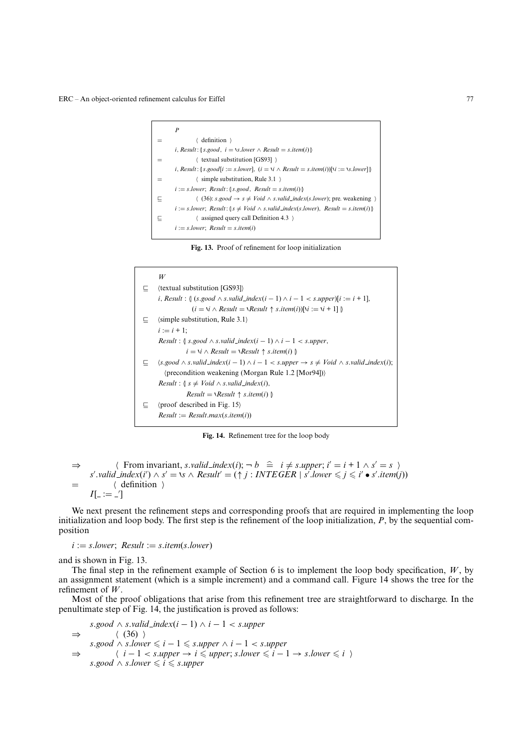$$
\begin{array}{ll}
 & P \\
= & \langle \text{ definition } \rangle \\
 & i, Result : \{\!\!\{ s.good,\ i = \backslash s.lower \wedge Result = s.item(i) \}\!\!\} \\
= & \langle \text{ textual substitution [GS93] } \rangle \\
 & i, Result : \{\!\!\{ s.good[i := s.lower],\ (i = \backslash i \wedge Result = s.item(i))[\backslash i := \backslash s.lower] \}\!\!\} \\
= & \langle \text{ simple substitution, Rule 3.1 } \rangle \\
 & i := s.lower;\ Result : \{\!\!\{ s.good,\ Result = s.item(i) \}\!\!\} \\
\sqsubseteq & \langle \text{ (36): } s.good \rightarrow s \neq Void \wedge s.valid\_index(s.lower)\text{; pre. weakening } \rangle \\
 & i := s.lower;\ Result : \{\!\!\{ s \neq Void \wedge s.valid\_index(s.lower),\ Result = s.item(i) \}\!\!\} \\
\sqsubseteq & \langle \text{ assigned query call Definition 4.3 } \rangle \\
 & i := s.lower;\ Result = s.item(i)
\end{array}
$$

**Fig. 13.** Proof of refinement for loop initialization

$$
\begin{array}{ll}
 & W \\
\sqsubseteq & \langle \text{textual substitution [GS93]} \rangle \\
 & i, Result : \{\!\!\{ (s.good \wedge s.valid\_index(i-1) \wedge i - 1 < s.upper)[i := i + 1], \\
 & \qquad (i = \backslash i \wedge Result = \backslash Result \uparrow s.item(i))[\backslash i := \backslash i + 1] \}\!\!\} \\
\sqsubseteq & \langle \text{simple substitution, Rule 3.1} \rangle \\
 & i := i + 1; \\
 & Result : \{\!\!\{ s.good \wedge s.valid\_index(i-1) \wedge i - 1 < s.upper, \\
 & \qquad i = \backslash i \wedge Result = \backslash Result \uparrow s.item(i) \}\!\!\} \\
\sqsubseteq & \langle s.good \wedge s.valid\_index(i-1) \wedge i - 1 < s.upper \rightarrow s \neq Void \wedge s.valid\_index(i); \\
 & \quad \text{precondition weakening (Morgan Rule 1.2 [Mor94])} \rangle \\
 & Result : \{\!\!\{ s \neq Void \wedge s.valid\_index(i), \\
 & \qquad Result = \backslash Result \uparrow s.item(i) \}\!\!\} \\
\sqsubseteq & \langle \text{proof described in Fig. 15} \rangle \\
 & Result := Result.max(s.item(i))
\end{array}
$$

**Fig. 14.** Refinement tree for the loop body

$$
\begin{array}{ll}
\Rightarrow & \langle \text{ From invariant, } s.valid\_index(i);\ \neg\, b \ \widehat{=}\ i \neq s.upper;\ i' = i + 1 \wedge s' = s \ \rangle \\
 & s'.valid\_index(i') \wedge s' = \backslash s \wedge Result' = (\uparrow j : INTEGER \mid s'.lower \leqslant j \leqslant i' \bullet s'.item(j)) \\
= & \langle \text{ definition } \rangle \\
 & I[\_ := \_']
\end{array}
$$

We next present the refinement steps and corresponding proofs that are required in implementing the loop initialization and loop body. The first step is the refinement of the loop initialization, $P$, by the sequential composition

$i := s.lower;\ Result := s.item(s.lower)$

and is shown in Fig. 13.

The final step in the refinement example of Section 6 is to implement the loop body specification, $W$, by an assignment statement (which is a simple increment) and a command call. Figure 14 shows the tree for the refinement of $W$.

Most of the proof obligations that arise from this refinement tree are straightforward to discharge. In the penultimate step of Fig. 14, the justification is proved as follows:

$$
\begin{array}{ll}
 & s.good \wedge s.valid\_index(i-1) \wedge i - 1 < s.upper \\
\Rightarrow & \langle \text{ (36) } \rangle \\
 & s.good \wedge s.lower \leqslant i - 1 \leqslant s.upper \wedge i - 1 < s.upper \\
\Rightarrow & \langle\ i - 1 < s.upper \rightarrow i \leqslant upper;\ s.lower \leqslant i - 1 \rightarrow s.lower \leqslant i\ \rangle \\
 & s.good \wedge s.lower \leqslant i \leqslant s.upper
\end{array}
$$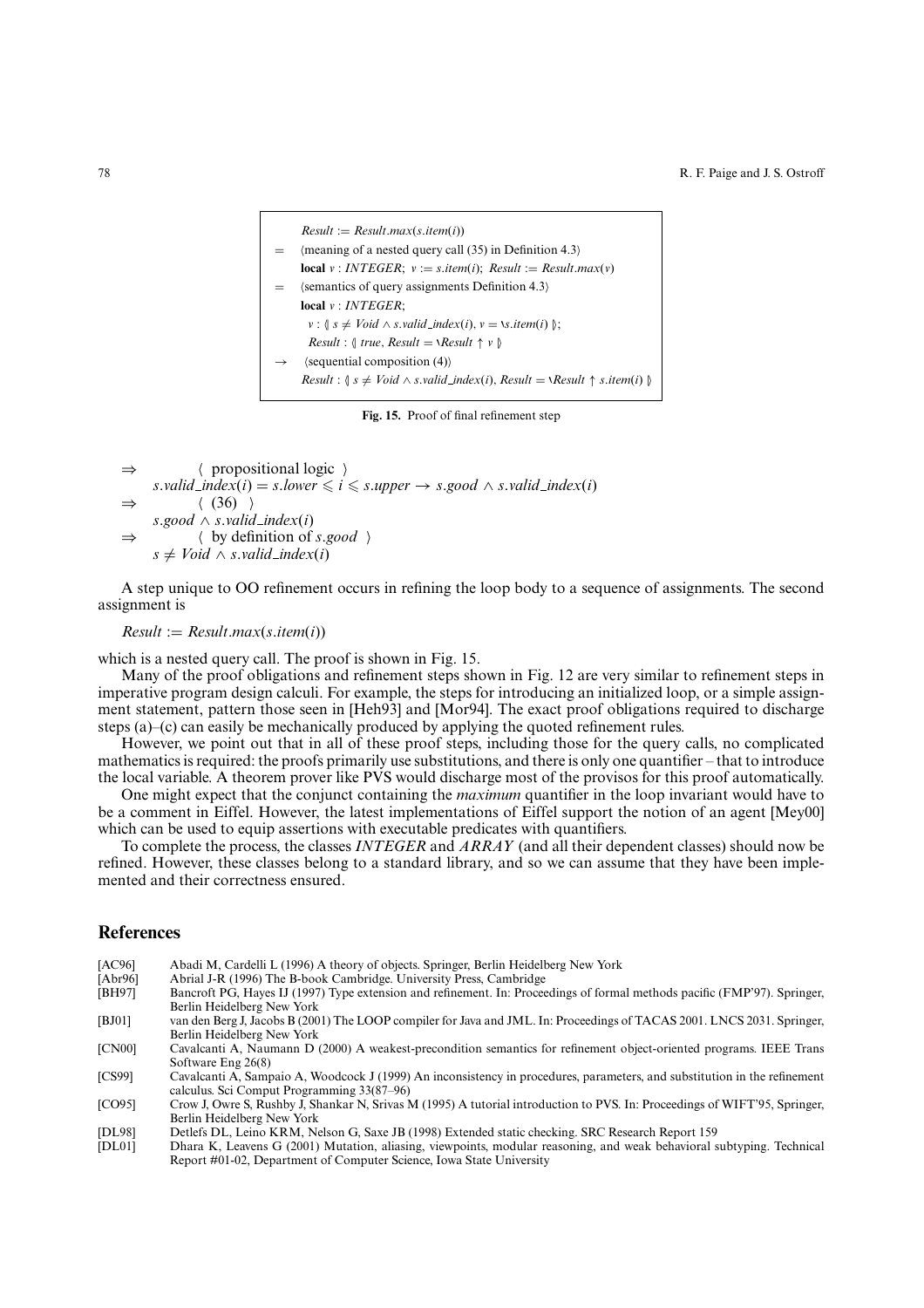$$
\begin{array}{ll}
 & Result := Result.max(s.item(i)) \\
= & \langle \text{meaning of a nested query call (35) in Definition 4.3} \rangle \\
 & \textbf{local } v : INTEGER;\ v := s.item(i);\ Result := Result.max(v) \\
= & \langle \text{semantics of query assignments Definition 4.3} \rangle \\
 & \textbf{local } v : INTEGER; \\
 & \quad v : \llparenthesis\, s \neq Void \wedge s.valid\_index(i),\ v = \backslash s.item(i) \,\rrparenthesis; \\
 & \quad Result : \llparenthesis\, true,\ Result = \backslash Result \uparrow v \,\rrparenthesis \\
\to & \langle \text{sequential composition (4)} \rangle \\
 & Result : \llparenthesis\, s \neq Void \wedge s.valid\_index(i),\ Result = \backslash Result \uparrow s.item(i) \,\rrparenthesis
\end{array}
$$

**Fig. 15.** Proof of final refinement step

$$
\begin{array}{ll}
\Rightarrow & \langle \text{ propositional logic } \rangle \\
 & s.valid\_index(i) = s.lower \leqslant i \leqslant s.upper \to s.good \wedge s.valid\_index(i) \\
\Rightarrow & \langle \text{ (36) } \rangle \\
 & s.good \wedge s.valid\_index(i) \\
\Rightarrow & \langle \text{ by definition of } s.good \ \rangle \\
 & s \neq Void \wedge s.valid\_index(i)
\end{array}
$$

A step unique to OO refinement occurs in refining the loop body to a sequence of assignments. The second assignment is

$Result := Result.max(s.item(i))$

which is a nested query call. The proof is shown in Fig. 15.

Many of the proof obligations and refinement steps shown in Fig. 12 are very similar to refinement steps in imperative program design calculi. For example, the steps for introducing an initialized loop, or a simple assignment statement, pattern those seen in [Heh93] and [Mor94]. The exact proof obligations required to discharge steps (a)–(c) can easily be mechanically produced by applying the quoted refinement rules.

However, we point out that in all of these proof steps, including those for the query calls, no complicated mathematics is required: the proofs primarily use substitutions, and there is only one quantifier – that to introduce the local variable. A theorem prover like PVS would discharge most of the provisos for this proof automatically.

One might expect that the conjunct containing the *maximum* quantifier in the loop invariant would have to be a comment in Eiffel. However, the latest implementations of Eiffel support the notion of an agent [Mey00] which can be used to equip assertions with executable predicates with quantifiers.

To complete the process, the classes *INTEGER* and *ARRAY* (and all their dependent classes) should now be refined. However, these classes belong to a standard library, and so we can assume that they have been implemented and their correctness ensured.

## References

[AC96] Abadi M, Cardelli L (1996) A theory of objects. Springer, Berlin Heidelberg New York

[Abr96] Abrial J-R (1996) The B-book Cambridge. University Press, Cambridge

[BH97] Bancroft PG, Hayes IJ (1997) Type extension and refinement. In: Proceedings of formal methods pacific (FMP'97). Springer, Berlin Heidelberg New York

[BJ01] van den Berg J, Jacobs B (2001) The LOOP compiler for Java and JML. In: Proceedings of TACAS 2001. LNCS 2031. Springer, Berlin Heidelberg New York

[CN00] Cavalcanti A, Naumann D (2000) A weakest-precondition semantics for refinement object-oriented programs. IEEE Trans Software Eng 26(8)

[CS99] Cavalcanti A, Sampaio A, Woodcock J (1999) An inconsistency in procedures, parameters, and substitution in the refinement calculus. Sci Comput Programming 33(87–96)

[CO95] Crow J, Owre S, Rushby J, Shankar N, Srivas M (1995) A tutorial introduction to PVS. In: Proceedings of WIFT'95, Springer, Berlin Heidelberg New York

[DL98] Detlefs DL, Leino KRM, Nelson G, Saxe JB (1998) Extended static checking. SRC Research Report 159

[DL01] Dhara K, Leavens G (2001) Mutation, aliasing, viewpoints, modular reasoning, and weak behavioral subtyping. Technical Report #01-02, Department of Computer Science, Iowa State University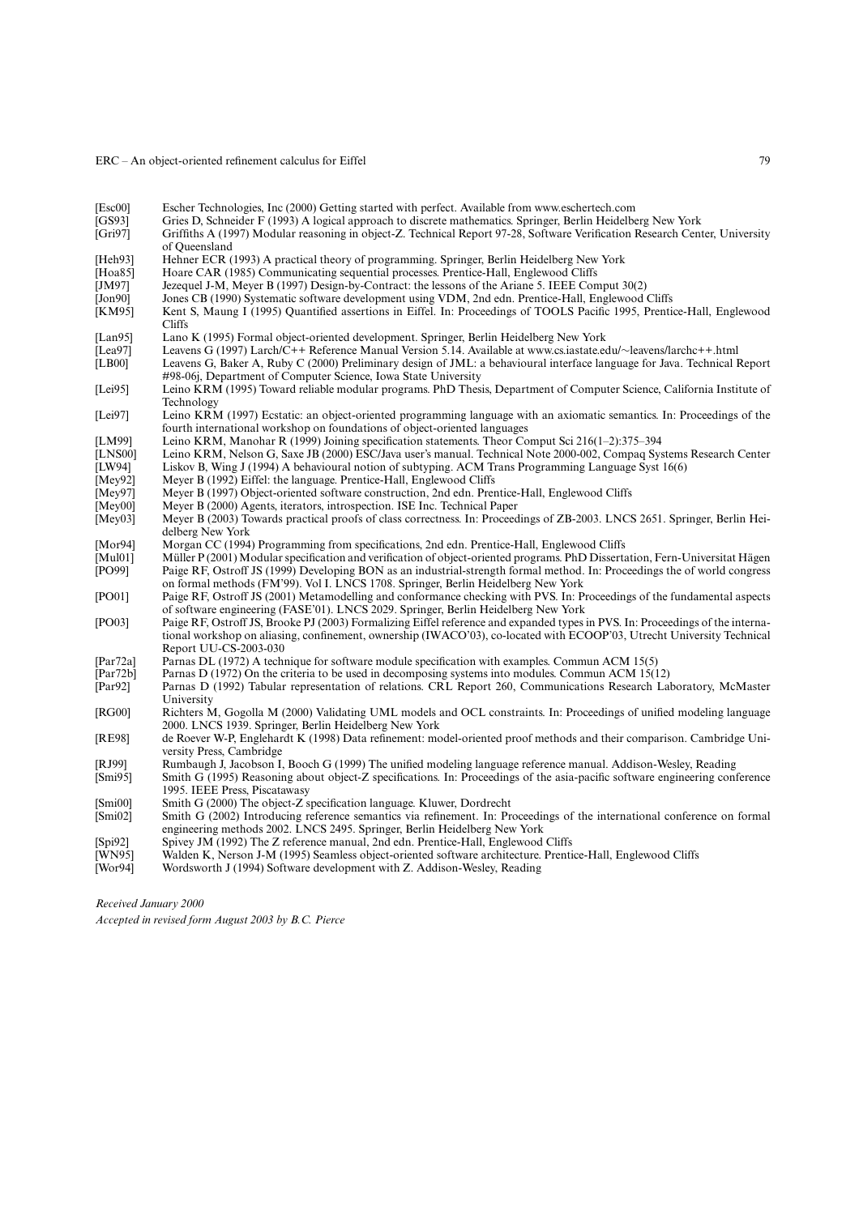[Esc00] Escher Technologies, Inc (2000) Getting started with perfect. Available from www.eschertech.com

[GS93] Gries D, Schneider F (1993) A logical approach to discrete mathematics. Springer, Berlin Heidelberg New York

[Gri97] Griffiths A (1997) Modular reasoning in object-Z. Technical Report 97-28, Software Verification Research Center, University of Queensland

[Heh93] Hehner ECR (1993) A practical theory of programming. Springer, Berlin Heidelberg New York

[Hoa85] Hoare CAR (1985) Communicating sequential processes. Prentice-Hall, Englewood Cliffs

[JM97] Jezequel J-M, Meyer B (1997) Design-by-Contract: the lessons of the Ariane 5. IEEE Comput 30(2)

[Jon90] Jones CB (1990) Systematic software development using VDM, 2nd edn. Prentice-Hall, Englewood Cliffs

[KM95] Kent S, Maung I (1995) Quantified assertions in Eiffel. In: Proceedings of TOOLS Pacific 1995, Prentice-Hall, Englewood Cliffs

[Lan95] Lano K (1995) Formal object-oriented development. Springer, Berlin Heidelberg New York

[Lea97] Leavens G (1997) Larch/C++ Reference Manual Version 5.14. Available at www.cs.iastate.edu/~leavens/larchc++.html

[LB00] Leavens G, Baker A, Ruby C (2000) Preliminary design of JML: a behavioural interface language for Java. Technical Report #98-06j, Department of Computer Science, Iowa State University

[Lei95] Leino KRM (1995) Toward reliable modular programs. PhD Thesis, Department of Computer Science, California Institute of Technology

[Lei97] Leino KRM (1997) Ecstatic: an object-oriented programming language with an axiomatic semantics. In: Proceedings of the fourth international workshop on foundations of object-oriented languages

[LM99] Leino KRM, Manohar R (1999) Joining specification statements. Theor Comput Sci 216(1–2):375–394

[LNS00] Leino KRM, Nelson G, Saxe JB (2000) ESC/Java user's manual. Technical Note 2000-002, Compaq Systems Research Center

[LW94] Liskov B, Wing J (1994) A behavioural notion of subtyping. ACM Trans Programming Language Syst 16(6)

[Mey92] Meyer B (1992) Eiffel: the language. Prentice-Hall, Englewood Cliffs

[Mey97] Meyer B (1997) Object-oriented software construction, 2nd edn. Prentice-Hall, Englewood Cliffs

[Mey00] Meyer B (2000) Agents, iterators, introspection. ISE Inc. Technical Paper

[Mey03] Meyer B (2003) Towards practical proofs of class correctness. In: Proceedings of ZB-2003. LNCS 2651. Springer, Berlin Heidelberg New York

[Mor94] Morgan CC (1994) Programming from specifications, 2nd edn. Prentice-Hall, Englewood Cliffs

[Mul01] Müller P (2001) Modular specification and verification of object-oriented programs. PhD Dissertation, Fern-Universitat Hägen

[PO99] Paige RF, Ostroff JS (1999) Developing BON as an industrial-strength formal method. In: Proceedings of the world congress on formal methods (FM'99). Vol I. LNCS 1708. Springer, Berlin Heidelberg New York

[PO01] Paige RF, Ostroff JS (2001) Metamodelling and conformance checking with PVS. In: Proceedings of the fundamental aspects of software engineering (FASE'01). LNCS 2029. Springer, Berlin Heidelberg New York

[PO03] Paige RF, Ostroff JS, Brooke PJ (2003) Formalizing Eiffel reference and expanded types in PVS. In: Proceedings of the international workshop on aliasing, confinement, ownership (IWACO'03), co-located with ECOOP'03, Utrecht University Technical Report UU-CS-2003-030

[Par72a] Parnas DL (1972) A technique for software module specification with examples. Commun ACM 15(5)

[Par72b] Parnas D (1972) On the criteria to be used in decomposing systems into modules. Commun ACM 15(12)

[Par92] Parnas D (1992) Tabular representation of relations. CRL Report 260, Communications Research Laboratory, McMaster University

[RG00] Richters M, Gogolla M (2000) Validating UML models and OCL constraints. In: Proceedings of unified modeling language 2000. LNCS 1939. Springer, Berlin Heidelberg New York

[RE98] de Roever W-P, Englehardt K (1998) Data refinement: model-oriented proof methods and their comparison. Cambridge University Press, Cambridge

[RJ99] Rumbaugh J, Jacobson I, Booch G (1999) The unified modeling language reference manual. Addison-Wesley, Reading

[Smi95] Smith G (1995) Reasoning about object-Z specifications. In: Proceedings of the asia-pacific software engineering conference 1995. IEEE Press, Piscatawasy

[Smi00] Smith G (2000) The object-Z specification language. Kluwer, Dordrecht

[Smi02] Smith G (2002) Introducing reference semantics via refinement. In: Proceedings of the international conference on formal engineering methods 2002. LNCS 2495. Springer, Berlin Heidelberg New York

[Spi92] Spivey JM (1992) The Z reference manual, 2nd edn. Prentice-Hall, Englewood Cliffs

[WN95] Walden K, Nerson J-M (1995) Seamless object-oriented software architecture. Prentice-Hall, Englewood Cliffs

[Wor94] Wordsworth J (1994) Software development with Z. Addison-Wesley, Reading

*Received January 2000*

*Accepted in revised form August 2003 by B.C. Pierce*